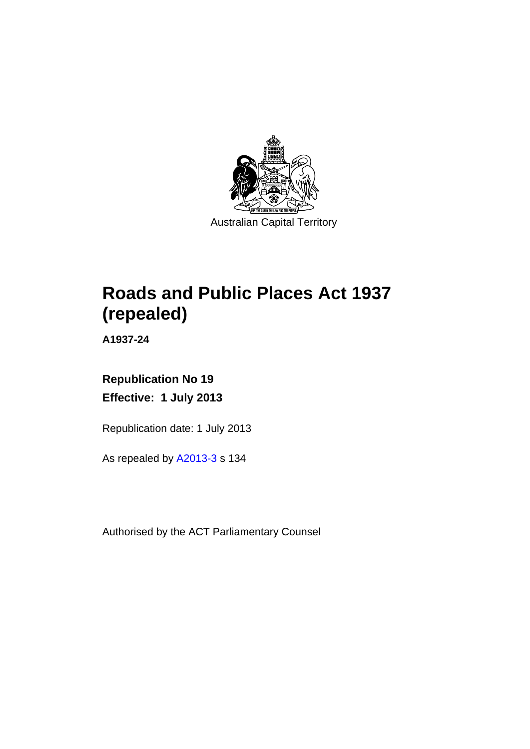Australian Capital Territory

# Roads and Public Places Act 1937 (repealed)

**A1937-24**

**Republication No 19**

**Effective: 1 July 2013**

Republication date: 1 July 2013

As repealed by A2013-3 s 134

Authorised by the ACT Parliamentary Counsel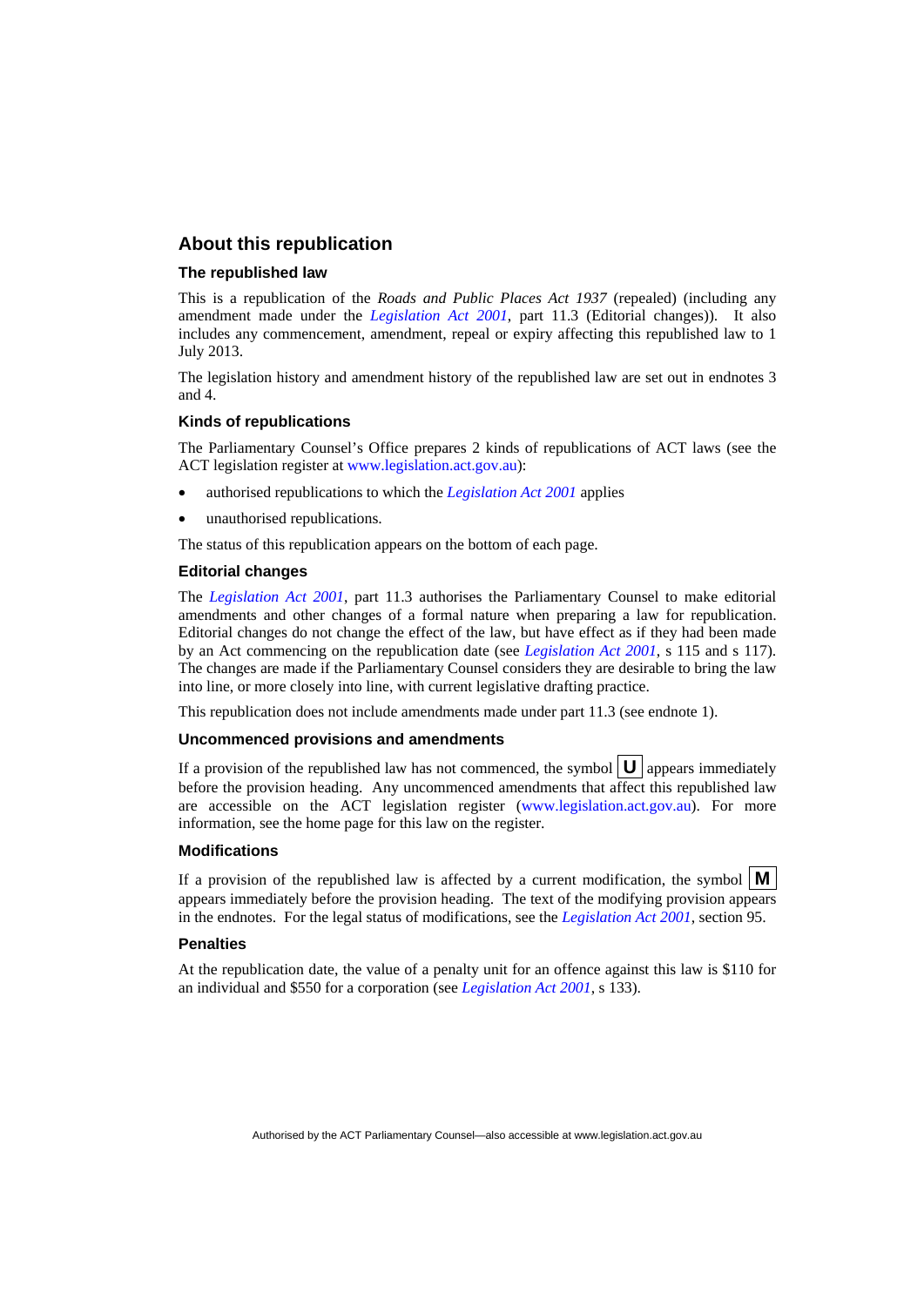## About this republication

### The republished law

This is a republication of the *Roads and Public Places Act 1937* (repealed) (including any amendment made under the *Legislation Act 2001*, part 11.3 (Editorial changes)). It also includes any commencement, amendment, repeal or expiry affecting this republished law to 1 July 2013.

The legislation history and amendment history of the republished law are set out in endnotes 3 and 4.

### Kinds of republications

The Parliamentary Counsel's Office prepares 2 kinds of republications of ACT laws (see the ACT legislation register at www.legislation.act.gov.au):

- authorised republications to which the *Legislation Act 2001* applies
- unauthorised republications.

The status of this republication appears on the bottom of each page.

### Editorial changes

The *Legislation Act 2001*, part 11.3 authorises the Parliamentary Counsel to make editorial amendments and other changes of a formal nature when preparing a law for republication. Editorial changes do not change the effect of the law, but have effect as if they had been made by an Act commencing on the republication date (see *Legislation Act 2001*, s 115 and s 117). The changes are made if the Parliamentary Counsel considers they are desirable to bring the law into line, or more closely into line, with current legislative drafting practice.

This republication does not include amendments made under part 11.3 (see endnote 1).

### Uncommenced provisions and amendments

If a provision of the republished law has not commenced, the symbol **U** appears immediately before the provision heading. Any uncommenced amendments that affect this republished law are accessible on the ACT legislation register (www.legislation.act.gov.au). For more information, see the home page for this law on the register.

### Modifications

If a provision of the republished law is affected by a current modification, the symbol **M** appears immediately before the provision heading. The text of the modifying provision appears in the endnotes. For the legal status of modifications, see the *Legislation Act 2001*, section 95.

### Penalties

At the republication date, the value of a penalty unit for an offence against this law is $110 for an individual and $550 for a corporation (see *Legislation Act 2001*, s 133).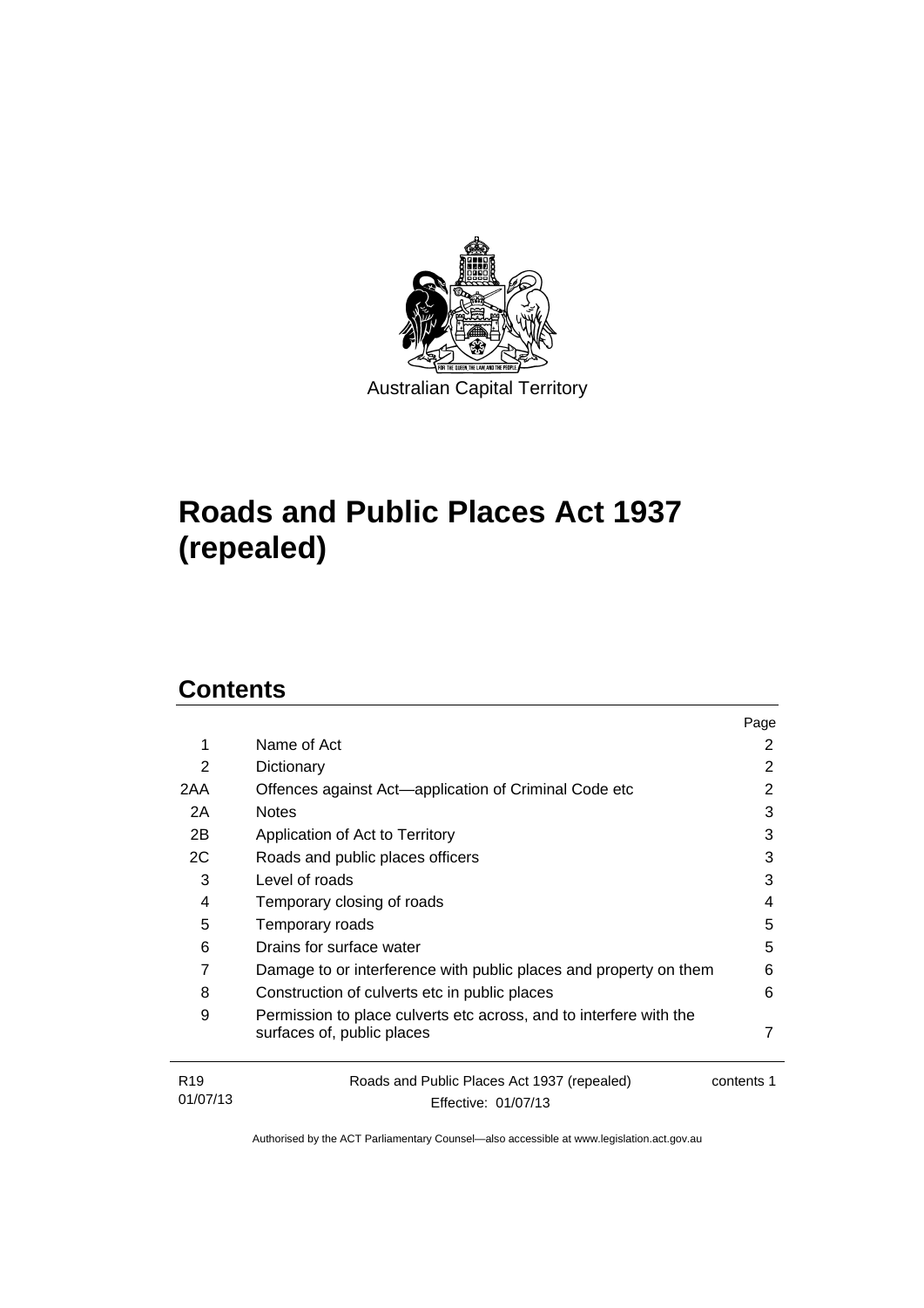Australian Capital Territory

# Roads and Public Places Act 1937 (repealed)

## Contents

| | | Page |
|---|---|---|
| 1 | Name of Act | 2 |
| 2 | Dictionary | 2 |
| 2AA | Offences against Act—application of Criminal Code etc | 2 |
| 2A | Notes | 3 |
| 2B | Application of Act to Territory | 3 |
| 2C | Roads and public places officers | 3 |
| 3 | Level of roads | 3 |
| 4 | Temporary closing of roads | 4 |
| 5 | Temporary roads | 5 |
| 6 | Drains for surface water | 5 |
| 7 | Damage to or interference with public places and property on them | 6 |
| 8 | Construction of culverts etc in public places | 6 |
| 9 | Permission to place culverts etc across, and to interfere with the surfaces of, public places | 7 |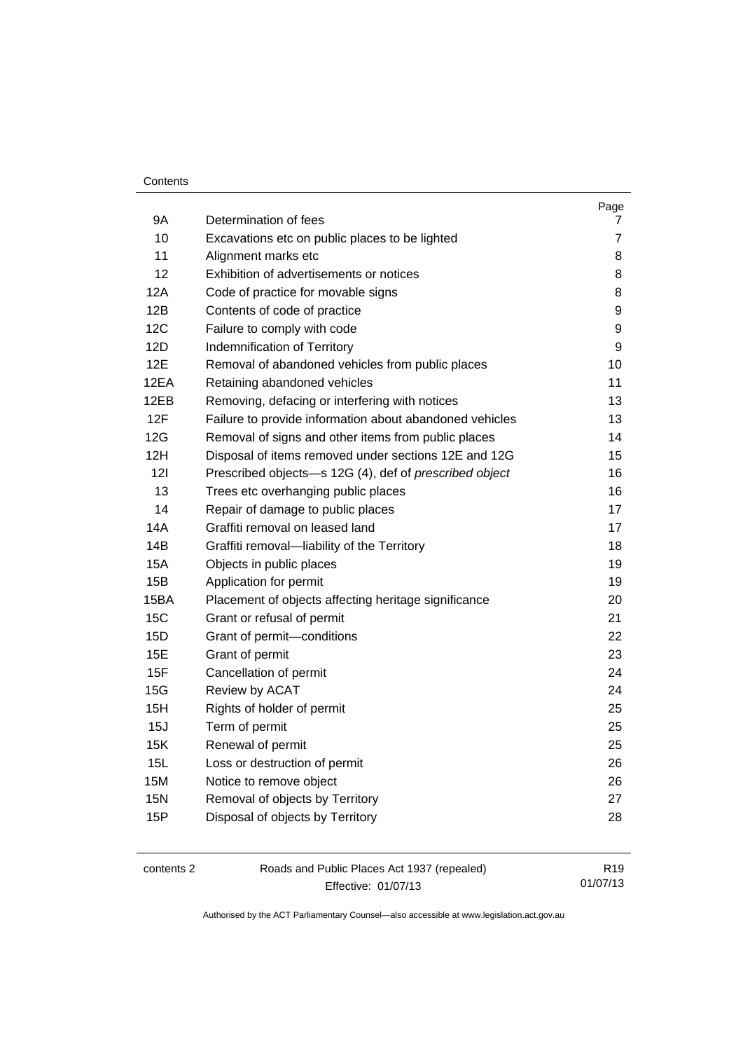| | | Page |
|---|---|---|
| 9A | Determination of fees | 7 |
| 10 | Excavations etc on public places to be lighted | 7 |
| 11 | Alignment marks etc | 8 |
| 12 | Exhibition of advertisements or notices | 8 |
| 12A | Code of practice for movable signs | 8 |
| 12B | Contents of code of practice | 9 |
| 12C | Failure to comply with code | 9 |
| 12D | Indemnification of Territory | 9 |
| 12E | Removal of abandoned vehicles from public places | 10 |
| 12EA | Retaining abandoned vehicles | 11 |
| 12EB | Removing, defacing or interfering with notices | 13 |
| 12F | Failure to provide information about abandoned vehicles | 13 |
| 12G | Removal of signs and other items from public places | 14 |
| 12H | Disposal of items removed under sections 12E and 12G | 15 |
| 12I | Prescribed objects—s 12G (4), def of *prescribed object* | 16 |
| 13 | Trees etc overhanging public places | 16 |
| 14 | Repair of damage to public places | 17 |
| 14A | Graffiti removal on leased land | 17 |
| 14B | Graffiti removal—liability of the Territory | 18 |
| 15A | Objects in public places | 19 |
| 15B | Application for permit | 19 |
| 15BA | Placement of objects affecting heritage significance | 20 |
| 15C | Grant or refusal of permit | 21 |
| 15D | Grant of permit—conditions | 22 |
| 15E | Grant of permit | 23 |
| 15F | Cancellation of permit | 24 |
| 15G | Review by ACAT | 24 |
| 15H | Rights of holder of permit | 25 |
| 15J | Term of permit | 25 |
| 15K | Renewal of permit | 25 |
| 15L | Loss or destruction of permit | 26 |
| 15M | Notice to remove object | 26 |
| 15N | Removal of objects by Territory | 27 |
| 15P | Disposal of objects by Territory | 28 |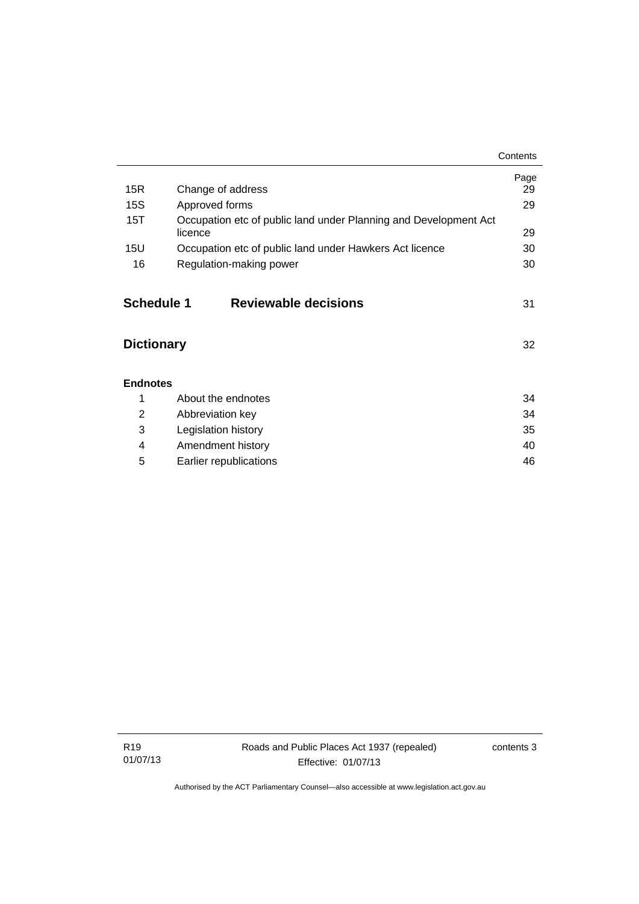| | | Page |
|---|---|---|
| 15R | Change of address | 29 |
| 15S | Approved forms | 29 |
| 15T | Occupation etc of public land under Planning and Development Act licence | 29 |
| 15U | Occupation etc of public land under Hawkers Act licence | 30 |
| 16 | Regulation-making power | 30 |

**Schedule 1 Reviewable decisions** 31

**Dictionary** 32

**Endnotes**

| | | |
|---|---|---|
| 1 | About the endnotes | 34 |
| 2 | Abbreviation key | 34 |
| 3 | Legislation history | 35 |
| 4 | Amendment history | 40 |
| 5 | Earlier republications | 46 |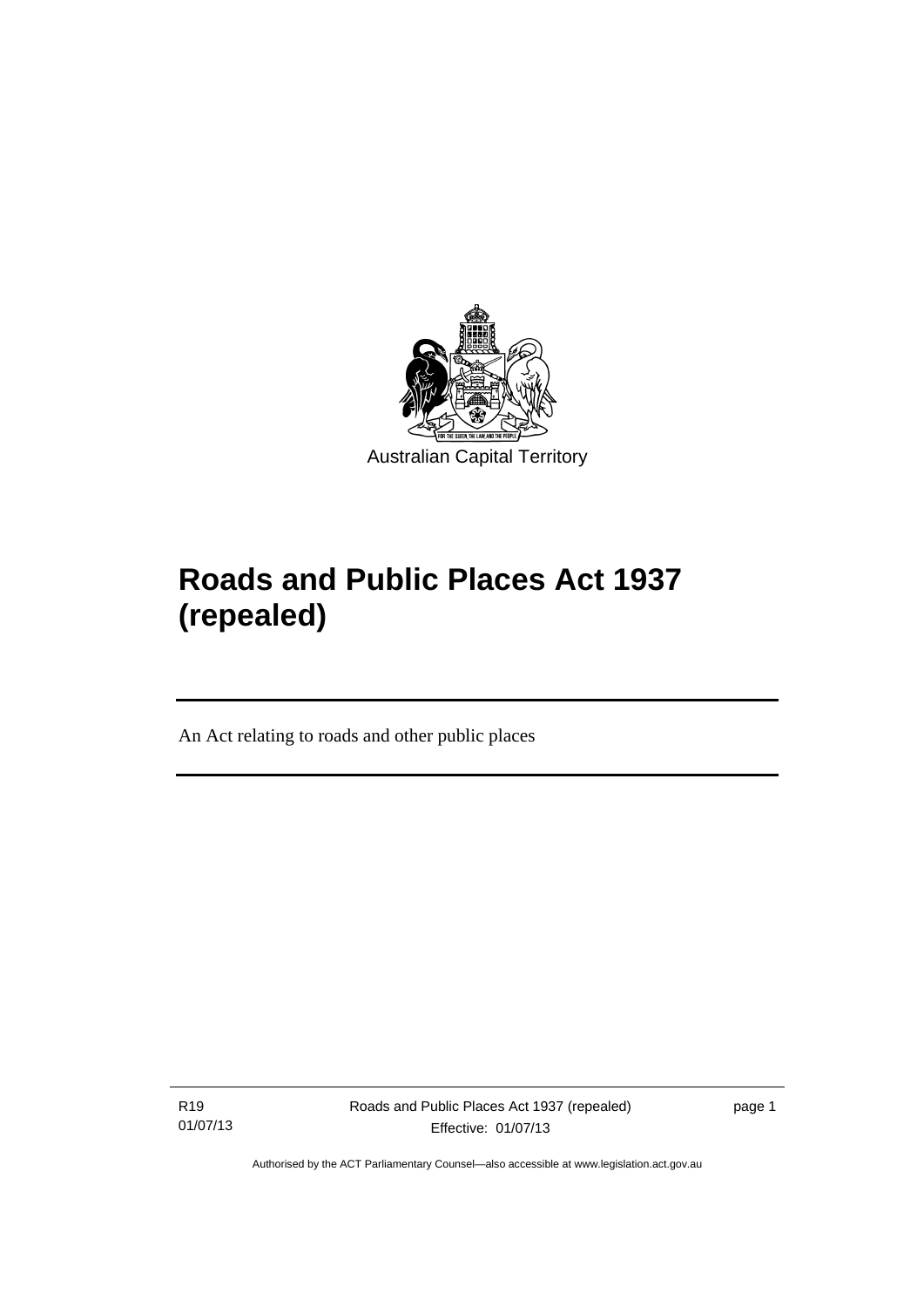Australian Capital Territory

# Roads and Public Places Act 1937 (repealed)

An Act relating to roads and other public places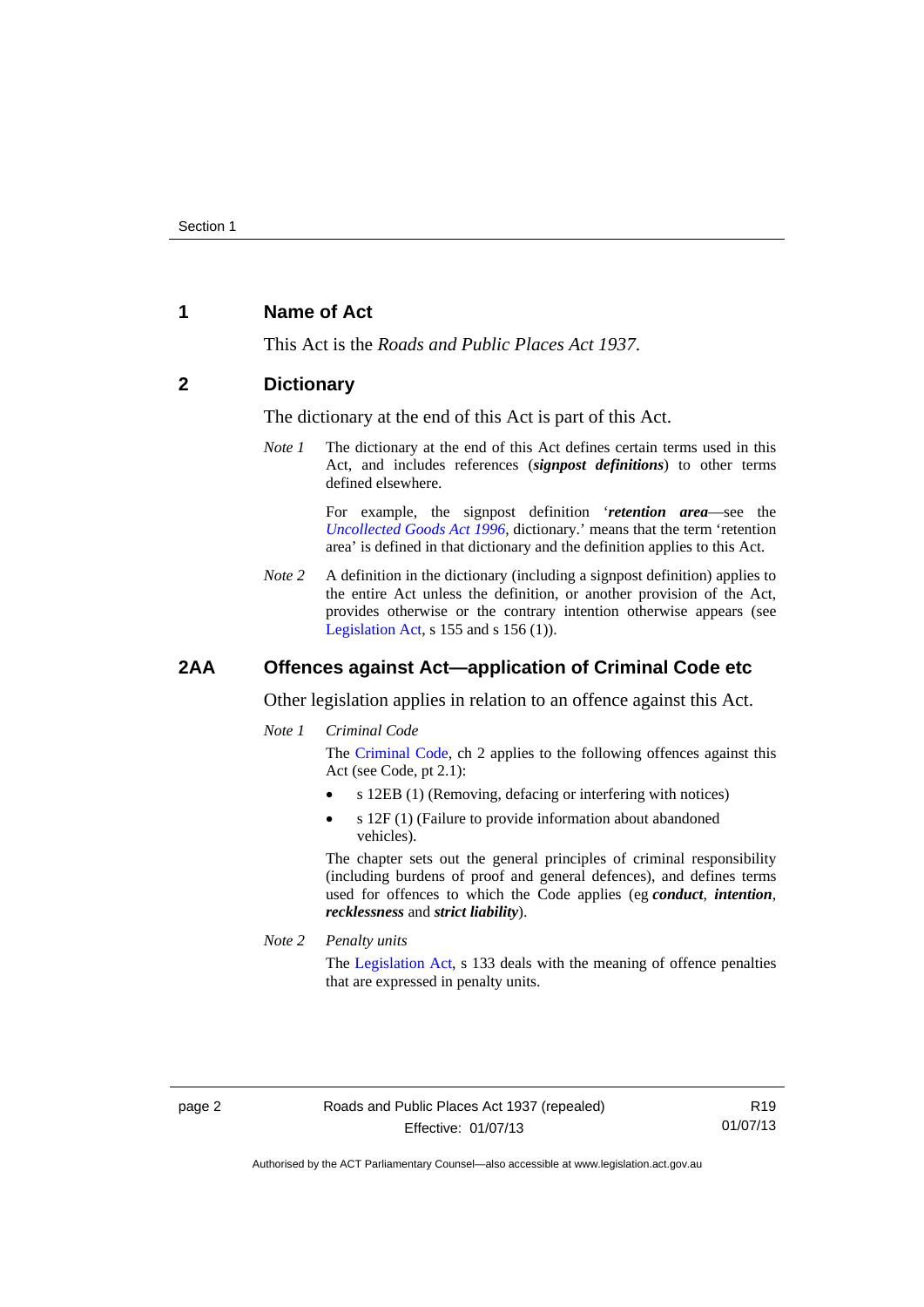## 1 Name of Act

This Act is the *Roads and Public Places Act 1937*.

## 2 Dictionary

The dictionary at the end of this Act is part of this Act.

*Note 1* The dictionary at the end of this Act defines certain terms used in this Act, and includes references (***signpost definitions***) to other terms defined elsewhere.

For example, the signpost definition '***retention area***—see the *Uncollected Goods Act 1996*, dictionary.' means that the term 'retention area' is defined in that dictionary and the definition applies to this Act.

*Note 2* A definition in the dictionary (including a signpost definition) applies to the entire Act unless the definition, or another provision of the Act, provides otherwise or the contrary intention otherwise appears (see Legislation Act, s 155 and s 156 (1)).

## 2AA Offences against Act—application of Criminal Code etc

Other legislation applies in relation to an offence against this Act.

*Note 1* *Criminal Code*

The Criminal Code, ch 2 applies to the following offences against this Act (see Code, pt 2.1):

- s 12EB (1) (Removing, defacing or interfering with notices)
- s 12F (1) (Failure to provide information about abandoned vehicles).

The chapter sets out the general principles of criminal responsibility (including burdens of proof and general defences), and defines terms used for offences to which the Code applies (eg ***conduct***, ***intention***, ***recklessness*** and ***strict liability***).

*Note 2* *Penalty units*

The Legislation Act, s 133 deals with the meaning of offence penalties that are expressed in penalty units.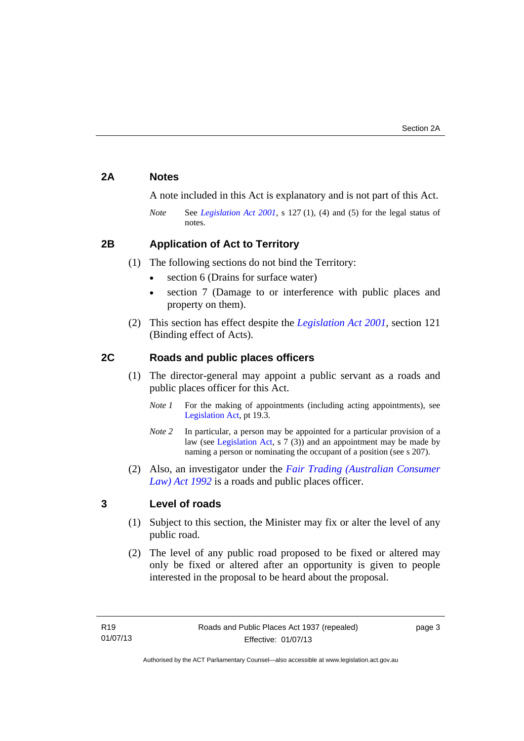## 2A Notes

A note included in this Act is explanatory and is not part of this Act.

*Note* See *Legislation Act 2001*, s 127 (1), (4) and (5) for the legal status of notes.

## 2B Application of Act to Territory

(1) The following sections do not bind the Territory:

- section 6 (Drains for surface water)
- section 7 (Damage to or interference with public places and property on them).

(2) This section has effect despite the *Legislation Act 2001*, section 121 (Binding effect of Acts).

## 2C Roads and public places officers

(1) The director-general may appoint a public servant as a roads and public places officer for this Act.

*Note 1* For the making of appointments (including acting appointments), see Legislation Act, pt 19.3.

*Note 2* In particular, a person may be appointed for a particular provision of a law (see Legislation Act, s 7 (3)) and an appointment may be made by naming a person or nominating the occupant of a position (see s 207).

(2) Also, an investigator under the *Fair Trading (Australian Consumer Law) Act 1992* is a roads and public places officer.

## 3 Level of roads

(1) Subject to this section, the Minister may fix or alter the level of any public road.

(2) The level of any public road proposed to be fixed or altered may only be fixed or altered after an opportunity is given to people interested in the proposal to be heard about the proposal.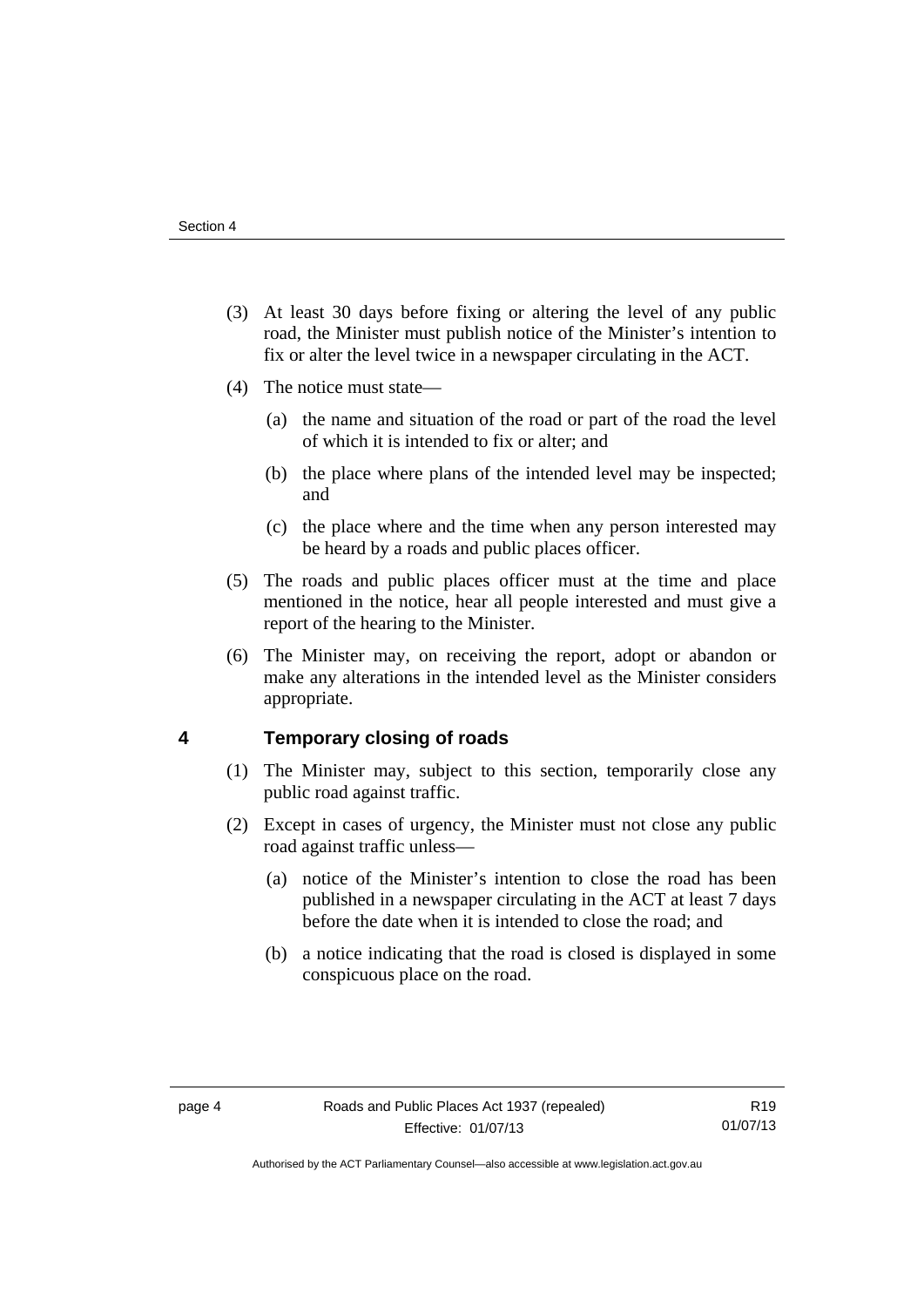(3) At least 30 days before fixing or altering the level of any public road, the Minister must publish notice of the Minister's intention to fix or alter the level twice in a newspaper circulating in the ACT.

(4) The notice must state—

(a) the name and situation of the road or part of the road the level of which it is intended to fix or alter; and

(b) the place where plans of the intended level may be inspected; and

(c) the place where and the time when any person interested may be heard by a roads and public places officer.

(5) The roads and public places officer must at the time and place mentioned in the notice, hear all people interested and must give a report of the hearing to the Minister.

(6) The Minister may, on receiving the report, adopt or abandon or make any alterations in the intended level as the Minister considers appropriate.

## 4 Temporary closing of roads

(1) The Minister may, subject to this section, temporarily close any public road against traffic.

(2) Except in cases of urgency, the Minister must not close any public road against traffic unless—

(a) notice of the Minister's intention to close the road has been published in a newspaper circulating in the ACT at least 7 days before the date when it is intended to close the road; and

(b) a notice indicating that the road is closed is displayed in some conspicuous place on the road.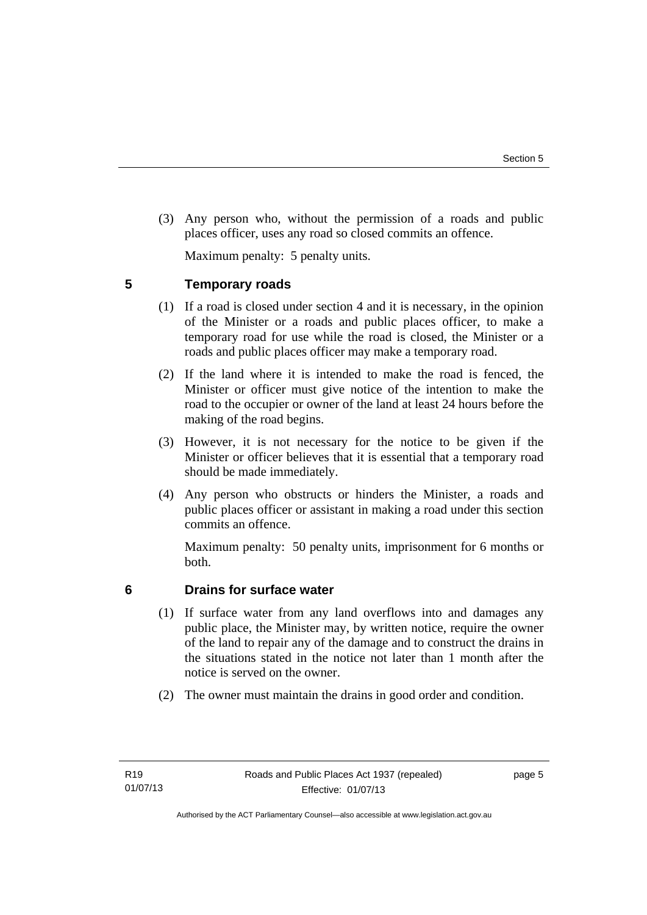(3) Any person who, without the permission of a roads and public places officer, uses any road so closed commits an offence.

Maximum penalty: 5 penalty units.

## 5 Temporary roads

(1) If a road is closed under section 4 and it is necessary, in the opinion of the Minister or a roads and public places officer, to make a temporary road for use while the road is closed, the Minister or a roads and public places officer may make a temporary road.

(2) If the land where it is intended to make the road is fenced, the Minister or officer must give notice of the intention to make the road to the occupier or owner of the land at least 24 hours before the making of the road begins.

(3) However, it is not necessary for the notice to be given if the Minister or officer believes that it is essential that a temporary road should be made immediately.

(4) Any person who obstructs or hinders the Minister, a roads and public places officer or assistant in making a road under this section commits an offence.

Maximum penalty: 50 penalty units, imprisonment for 6 months or both.

## 6 Drains for surface water

(1) If surface water from any land overflows into and damages any public place, the Minister may, by written notice, require the owner of the land to repair any of the damage and to construct the drains in the situations stated in the notice not later than 1 month after the notice is served on the owner.

(2) The owner must maintain the drains in good order and condition.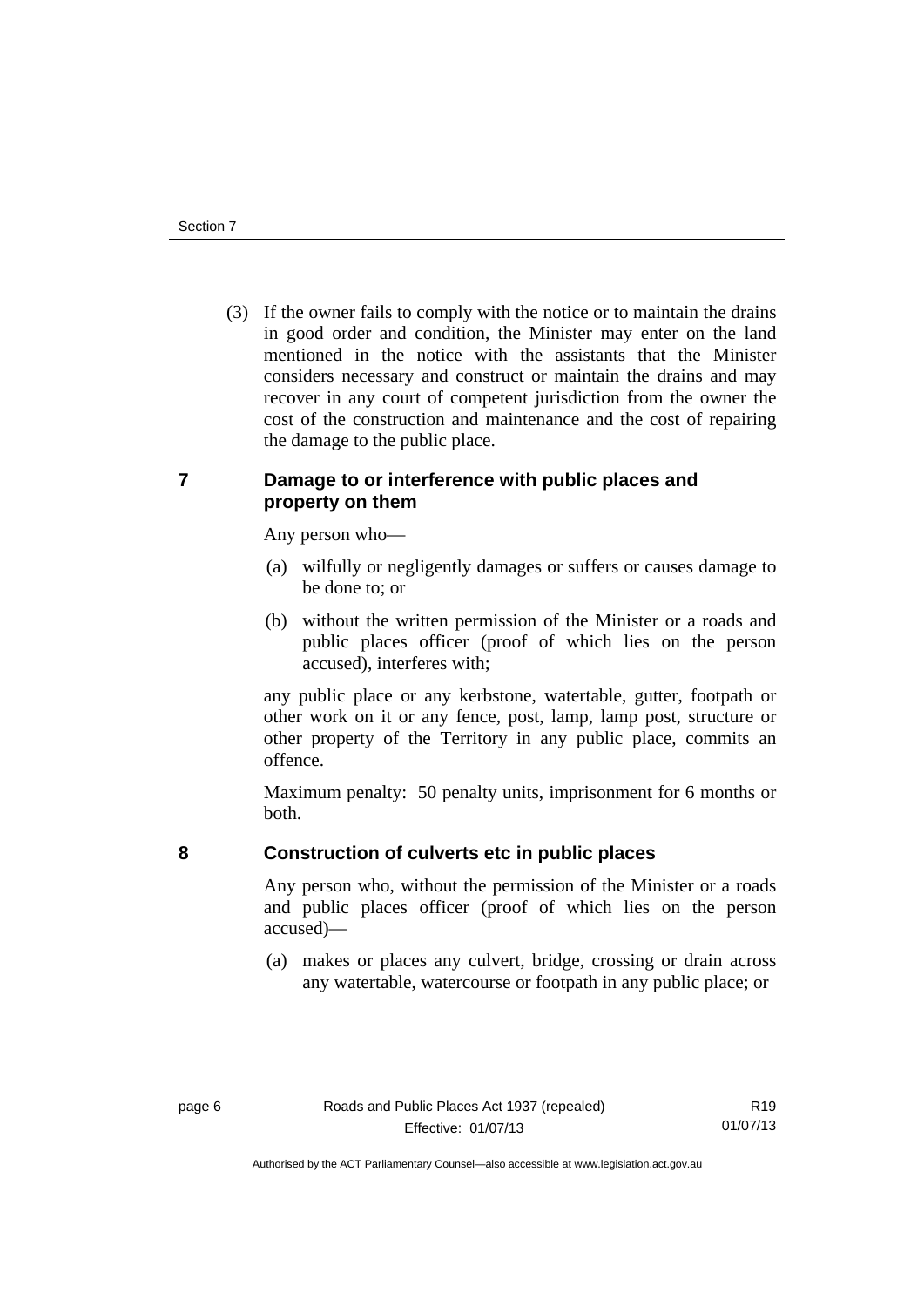(3) If the owner fails to comply with the notice or to maintain the drains in good order and condition, the Minister may enter on the land mentioned in the notice with the assistants that the Minister considers necessary and construct or maintain the drains and may recover in any court of competent jurisdiction from the owner the cost of the construction and maintenance and the cost of repairing the damage to the public place.

## 7 Damage to or interference with public places and property on them

Any person who—

(a) wilfully or negligently damages or suffers or causes damage to be done to; or

(b) without the written permission of the Minister or a roads and public places officer (proof of which lies on the person accused), interferes with;

any public place or any kerbstone, watertable, gutter, footpath or other work on it or any fence, post, lamp, lamp post, structure or other property of the Territory in any public place, commits an offence.

Maximum penalty: 50 penalty units, imprisonment for 6 months or both.

## 8 Construction of culverts etc in public places

Any person who, without the permission of the Minister or a roads and public places officer (proof of which lies on the person accused)—

(a) makes or places any culvert, bridge, crossing or drain across any watertable, watercourse or footpath in any public place; or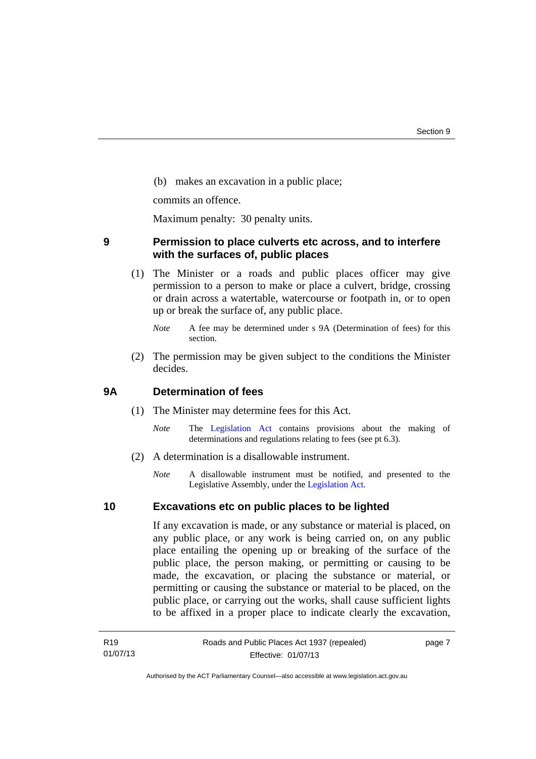(b) makes an excavation in a public place;

commits an offence.

Maximum penalty: 30 penalty units.

## 9 Permission to place culverts etc across, and to interfere with the surfaces of, public places

(1) The Minister or a roads and public places officer may give permission to a person to make or place a culvert, bridge, crossing or drain across a watertable, watercourse or footpath in, or to open up or break the surface of, any public place.

*Note* A fee may be determined under s 9A (Determination of fees) for this section.

(2) The permission may be given subject to the conditions the Minister decides.

## 9A Determination of fees

(1) The Minister may determine fees for this Act.

*Note* The Legislation Act contains provisions about the making of determinations and regulations relating to fees (see pt 6.3).

(2) A determination is a disallowable instrument.

*Note* A disallowable instrument must be notified, and presented to the Legislative Assembly, under the Legislation Act.

## 10 Excavations etc on public places to be lighted

If any excavation is made, or any substance or material is placed, on any public place, or any work is being carried on, on any public place entailing the opening up or breaking of the surface of the public place, the person making, or permitting or causing to be made, the excavation, or placing the substance or material, or permitting or causing the substance or material to be placed, on the public place, or carrying out the works, shall cause sufficient lights to be affixed in a proper place to indicate clearly the excavation,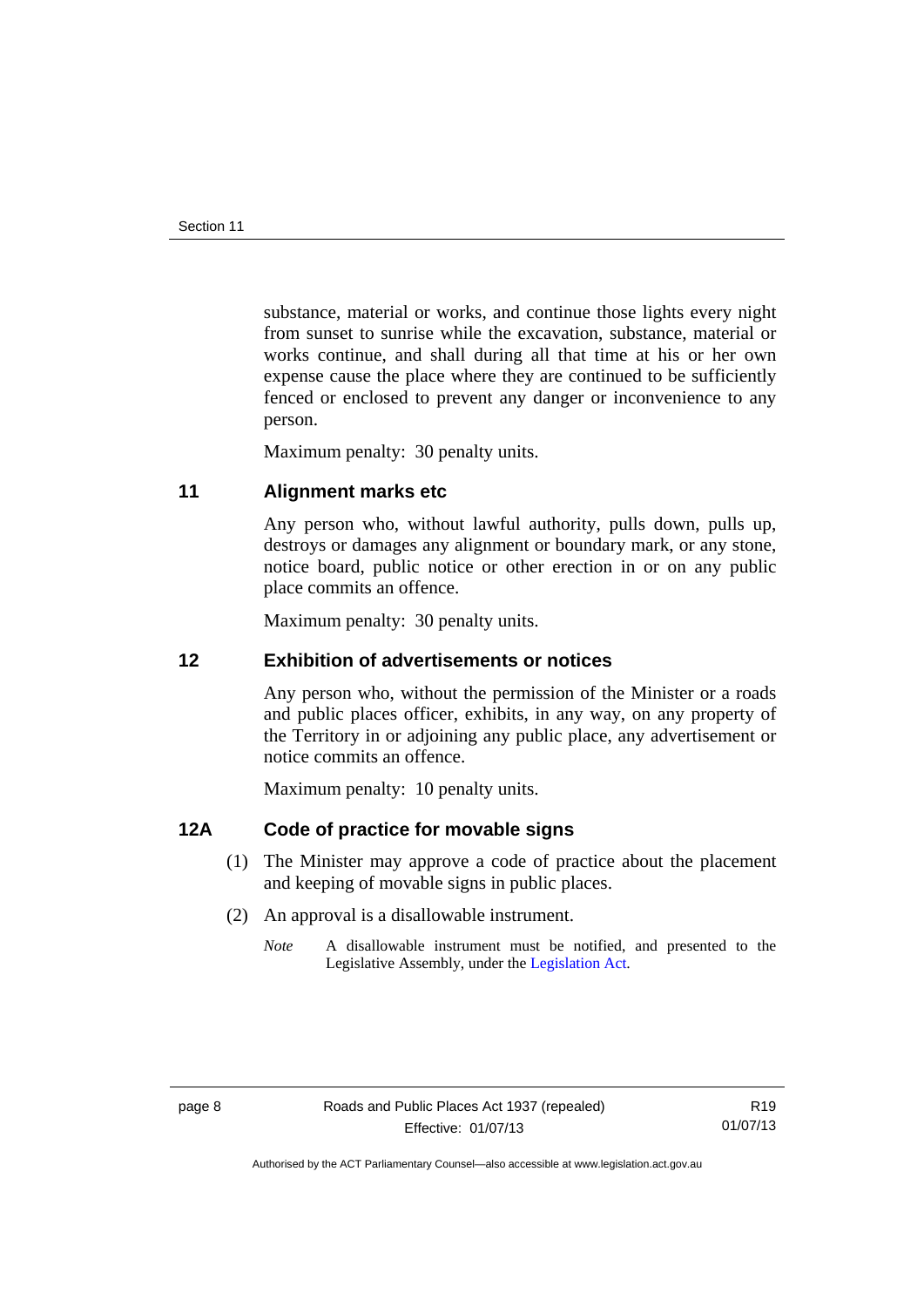substance, material or works, and continue those lights every night from sunset to sunrise while the excavation, substance, material or works continue, and shall during all that time at his or her own expense cause the place where they are continued to be sufficiently fenced or enclosed to prevent any danger or inconvenience to any person.

Maximum penalty: 30 penalty units.

## 11 Alignment marks etc

Any person who, without lawful authority, pulls down, pulls up, destroys or damages any alignment or boundary mark, or any stone, notice board, public notice or other erection in or on any public place commits an offence.

Maximum penalty: 30 penalty units.

## 12 Exhibition of advertisements or notices

Any person who, without the permission of the Minister or a roads and public places officer, exhibits, in any way, on any property of the Territory in or adjoining any public place, any advertisement or notice commits an offence.

Maximum penalty: 10 penalty units.

## 12A Code of practice for movable signs

(1) The Minister may approve a code of practice about the placement and keeping of movable signs in public places.

(2) An approval is a disallowable instrument.

*Note* A disallowable instrument must be notified, and presented to the Legislative Assembly, under the Legislation Act.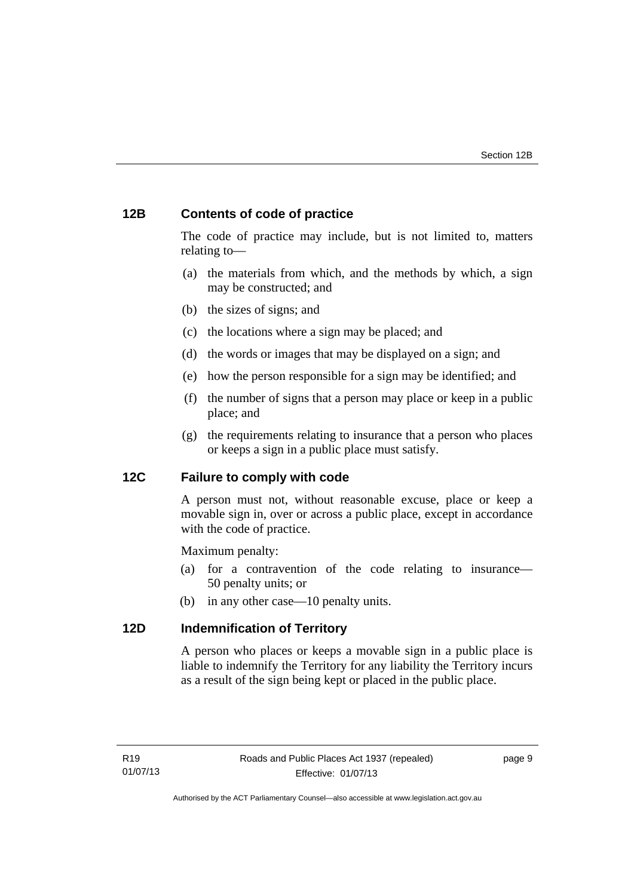## 12B Contents of code of practice

The code of practice may include, but is not limited to, matters relating to—

(a) the materials from which, and the methods by which, a sign may be constructed; and

(b) the sizes of signs; and

(c) the locations where a sign may be placed; and

(d) the words or images that may be displayed on a sign; and

(e) how the person responsible for a sign may be identified; and

(f) the number of signs that a person may place or keep in a public place; and

(g) the requirements relating to insurance that a person who places or keeps a sign in a public place must satisfy.

## 12C Failure to comply with code

A person must not, without reasonable excuse, place or keep a movable sign in, over or across a public place, except in accordance with the code of practice.

Maximum penalty:

(a) for a contravention of the code relating to insurance—50 penalty units; or

(b) in any other case—10 penalty units.

## 12D Indemnification of Territory

A person who places or keeps a movable sign in a public place is liable to indemnify the Territory for any liability the Territory incurs as a result of the sign being kept or placed in the public place.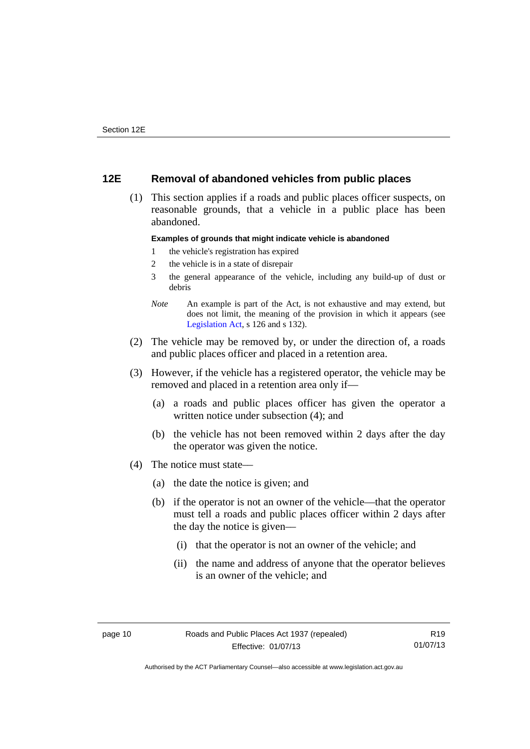## 12E Removal of abandoned vehicles from public places

(1) This section applies if a roads and public places officer suspects, on reasonable grounds, that a vehicle in a public place has been abandoned.

**Examples of grounds that might indicate vehicle is abandoned**

1 the vehicle's registration has expired

2 the vehicle is in a state of disrepair

3 the general appearance of the vehicle, including any build-up of dust or debris

*Note* An example is part of the Act, is not exhaustive and may extend, but does not limit, the meaning of the provision in which it appears (see Legislation Act, s 126 and s 132).

(2) The vehicle may be removed by, or under the direction of, a roads and public places officer and placed in a retention area.

(3) However, if the vehicle has a registered operator, the vehicle may be removed and placed in a retention area only if—

(a) a roads and public places officer has given the operator a written notice under subsection (4); and

(b) the vehicle has not been removed within 2 days after the day the operator was given the notice.

(4) The notice must state—

(a) the date the notice is given; and

(b) if the operator is not an owner of the vehicle—that the operator must tell a roads and public places officer within 2 days after the day the notice is given—

(i) that the operator is not an owner of the vehicle; and

(ii) the name and address of anyone that the operator believes is an owner of the vehicle; and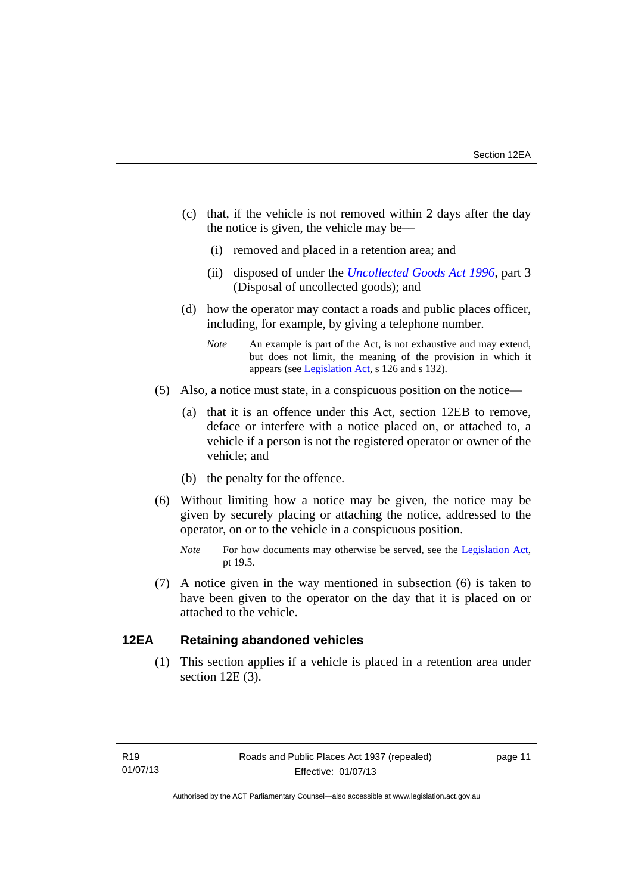(c) that, if the vehicle is not removed within 2 days after the day the notice is given, the vehicle may be—

(i) removed and placed in a retention area; and

(ii) disposed of under the *Uncollected Goods Act 1996*, part 3 (Disposal of uncollected goods); and

(d) how the operator may contact a roads and public places officer, including, for example, by giving a telephone number.

*Note* An example is part of the Act, is not exhaustive and may extend, but does not limit, the meaning of the provision in which it appears (see Legislation Act, s 126 and s 132).

(5) Also, a notice must state, in a conspicuous position on the notice—

(a) that it is an offence under this Act, section 12EB to remove, deface or interfere with a notice placed on, or attached to, a vehicle if a person is not the registered operator or owner of the vehicle; and

(b) the penalty for the offence.

(6) Without limiting how a notice may be given, the notice may be given by securely placing or attaching the notice, addressed to the operator, on or to the vehicle in a conspicuous position.

*Note* For how documents may otherwise be served, see the Legislation Act, pt 19.5.

(7) A notice given in the way mentioned in subsection (6) is taken to have been given to the operator on the day that it is placed on or attached to the vehicle.

## 12EA Retaining abandoned vehicles

(1) This section applies if a vehicle is placed in a retention area under section 12E (3).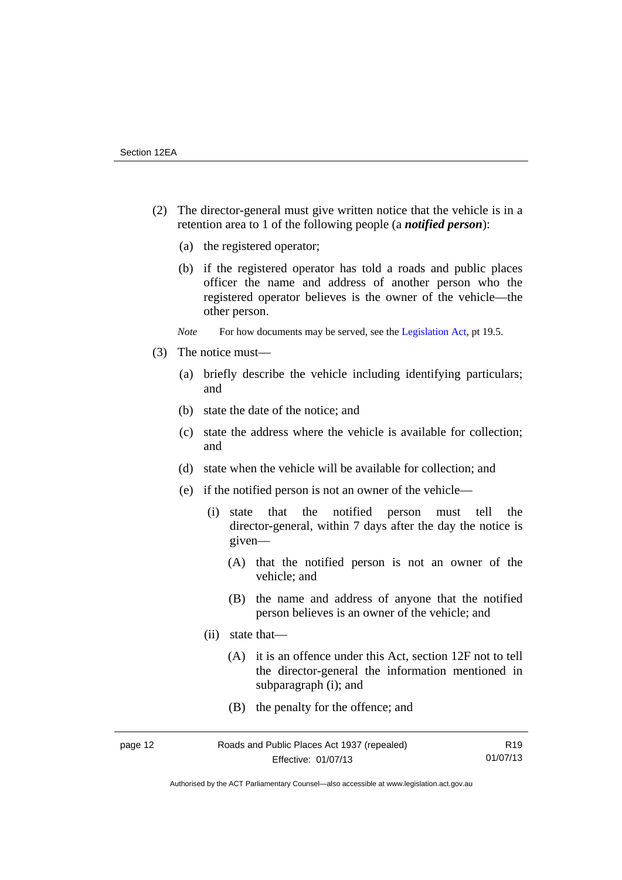(2) The director-general must give written notice that the vehicle is in a retention area to 1 of the following people (a ***notified person***):

(a) the registered operator;

(b) if the registered operator has told a roads and public places officer the name and address of another person who the registered operator believes is the owner of the vehicle—the other person.

*Note* For how documents may be served, see the Legislation Act, pt 19.5.

(3) The notice must—

(a) briefly describe the vehicle including identifying particulars; and

(b) state the date of the notice; and

(c) state the address where the vehicle is available for collection; and

(d) state when the vehicle will be available for collection; and

(e) if the notified person is not an owner of the vehicle—

(i) state that the notified person must tell the director-general, within 7 days after the day the notice is given—

(A) that the notified person is not an owner of the vehicle; and

(B) the name and address of anyone that the notified person believes is an owner of the vehicle; and

(ii) state that—

(A) it is an offence under this Act, section 12F not to tell the director-general the information mentioned in subparagraph (i); and

(B) the penalty for the offence; and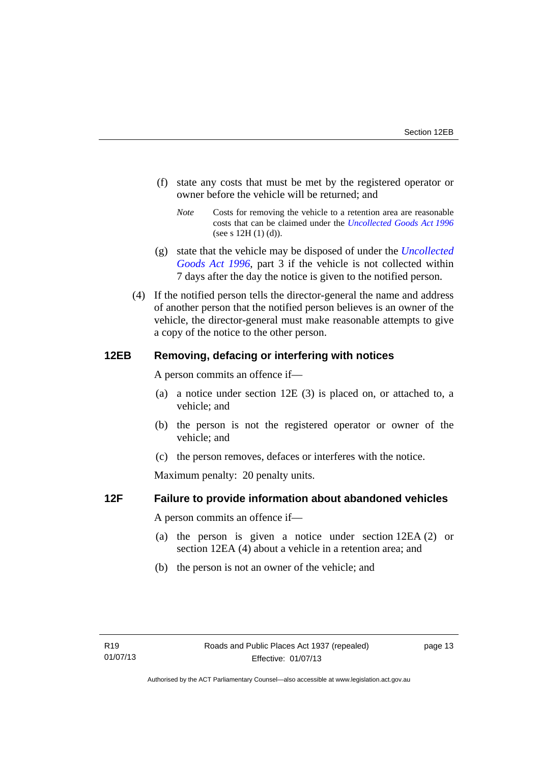(f) state any costs that must be met by the registered operator or owner before the vehicle will be returned; and

*Note* Costs for removing the vehicle to a retention area are reasonable costs that can be claimed under the *Uncollected Goods Act 1996* (see s 12H (1) (d)).

(g) state that the vehicle may be disposed of under the *Uncollected Goods Act 1996*, part 3 if the vehicle is not collected within 7 days after the day the notice is given to the notified person.

(4) If the notified person tells the director-general the name and address of another person that the notified person believes is an owner of the vehicle, the director-general must make reasonable attempts to give a copy of the notice to the other person.

### 12EB Removing, defacing or interfering with notices

A person commits an offence if—

(a) a notice under section 12E (3) is placed on, or attached to, a vehicle; and

(b) the person is not the registered operator or owner of the vehicle; and

(c) the person removes, defaces or interferes with the notice.

Maximum penalty: 20 penalty units.

### 12F Failure to provide information about abandoned vehicles

A person commits an offence if—

(a) the person is given a notice under section 12EA (2) or section 12EA (4) about a vehicle in a retention area; and

(b) the person is not an owner of the vehicle; and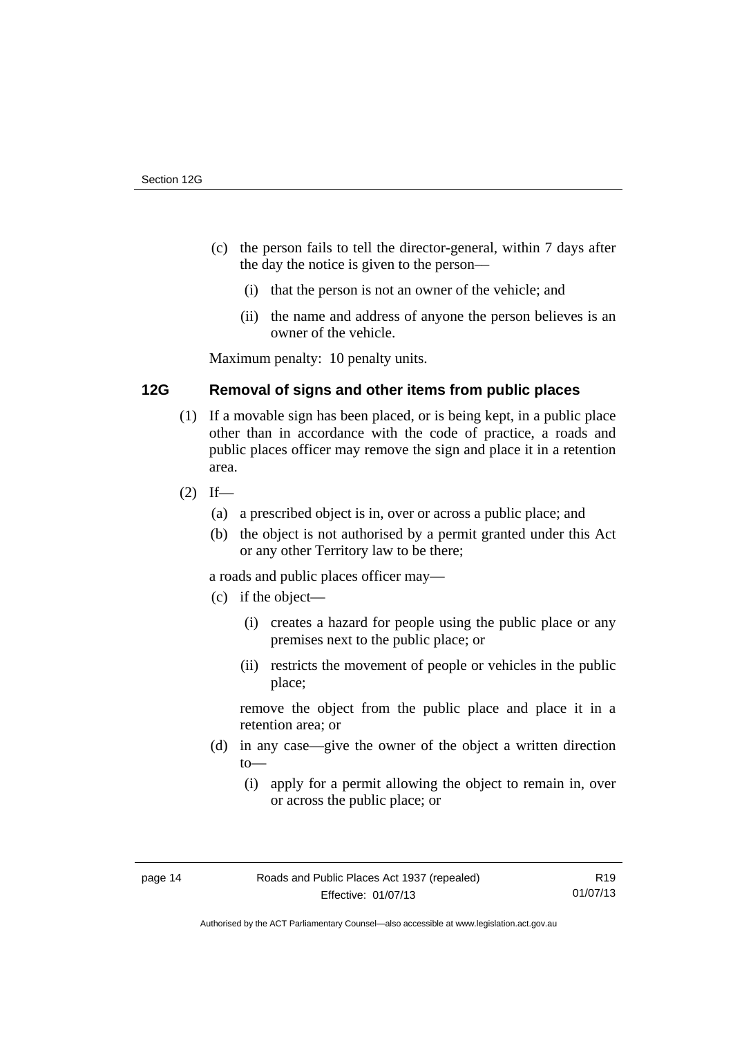(c) the person fails to tell the director-general, within 7 days after the day the notice is given to the person—

   (i) that the person is not an owner of the vehicle; and

   (ii) the name and address of anyone the person believes is an owner of the vehicle.

Maximum penalty: 10 penalty units.

### 12G Removal of signs and other items from public places

(1) If a movable sign has been placed, or is being kept, in a public place other than in accordance with the code of practice, a roads and public places officer may remove the sign and place it in a retention area.

(2) If—

   (a) a prescribed object is in, over or across a public place; and

   (b) the object is not authorised by a permit granted under this Act or any other Territory law to be there;

   a roads and public places officer may—

   (c) if the object—

      (i) creates a hazard for people using the public place or any premises next to the public place; or

      (ii) restricts the movement of people or vehicles in the public place;

      remove the object from the public place and place it in a retention area; or

   (d) in any case—give the owner of the object a written direction to—

      (i) apply for a permit allowing the object to remain in, over or across the public place; or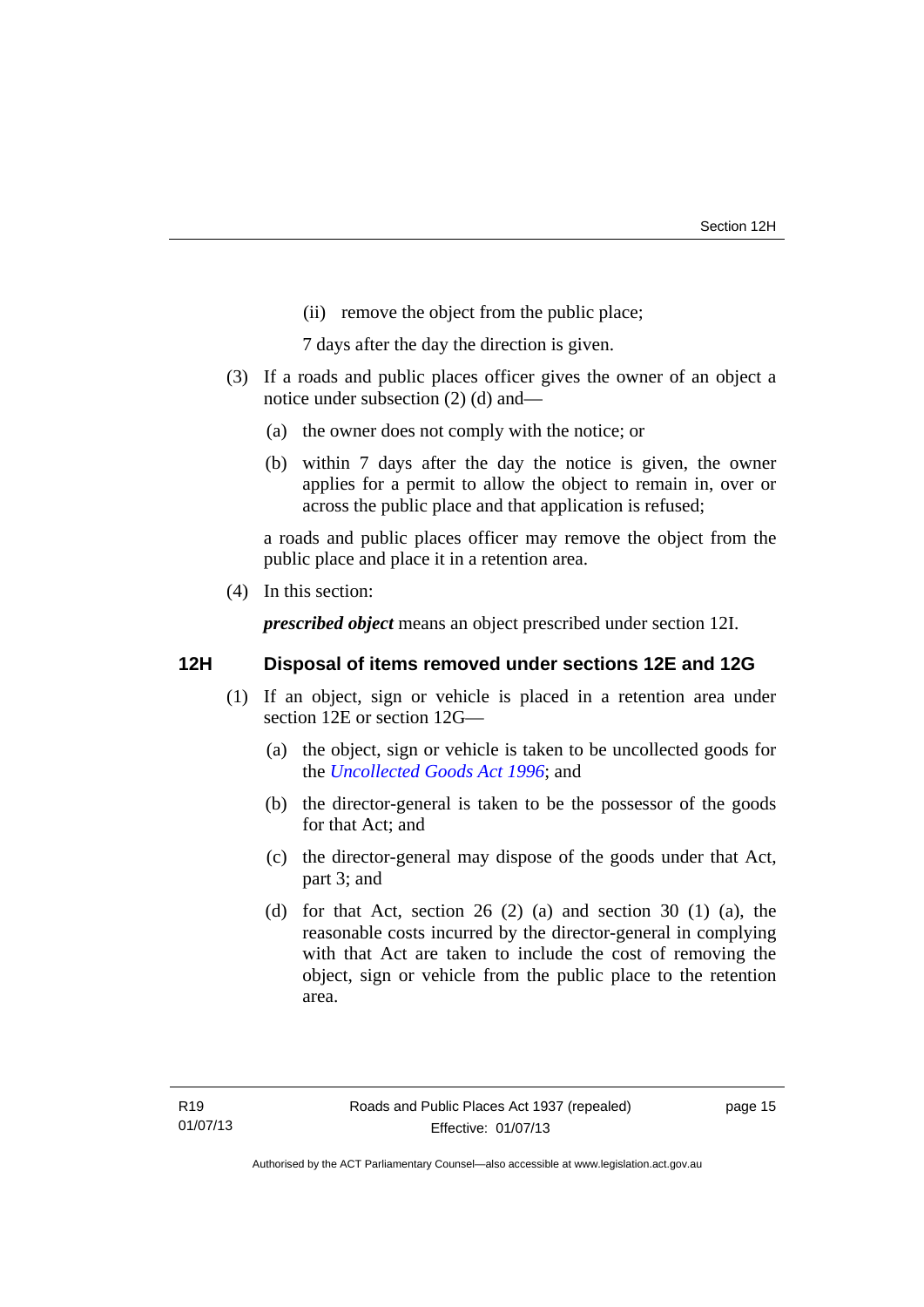(ii) remove the object from the public place;

7 days after the day the direction is given.

(3) If a roads and public places officer gives the owner of an object a notice under subsection (2) (d) and—

(a) the owner does not comply with the notice; or

(b) within 7 days after the day the notice is given, the owner applies for a permit to allow the object to remain in, over or across the public place and that application is refused;

a roads and public places officer may remove the object from the public place and place it in a retention area.

(4) In this section:

***prescribed object*** means an object prescribed under section 12I.

### 12H Disposal of items removed under sections 12E and 12G

(1) If an object, sign or vehicle is placed in a retention area under section 12E or section 12G—

(a) the object, sign or vehicle is taken to be uncollected goods for the *Uncollected Goods Act 1996*; and

(b) the director-general is taken to be the possessor of the goods for that Act; and

(c) the director-general may dispose of the goods under that Act, part 3; and

(d) for that Act, section 26 (2) (a) and section 30 (1) (a), the reasonable costs incurred by the director-general in complying with that Act are taken to include the cost of removing the object, sign or vehicle from the public place to the retention area.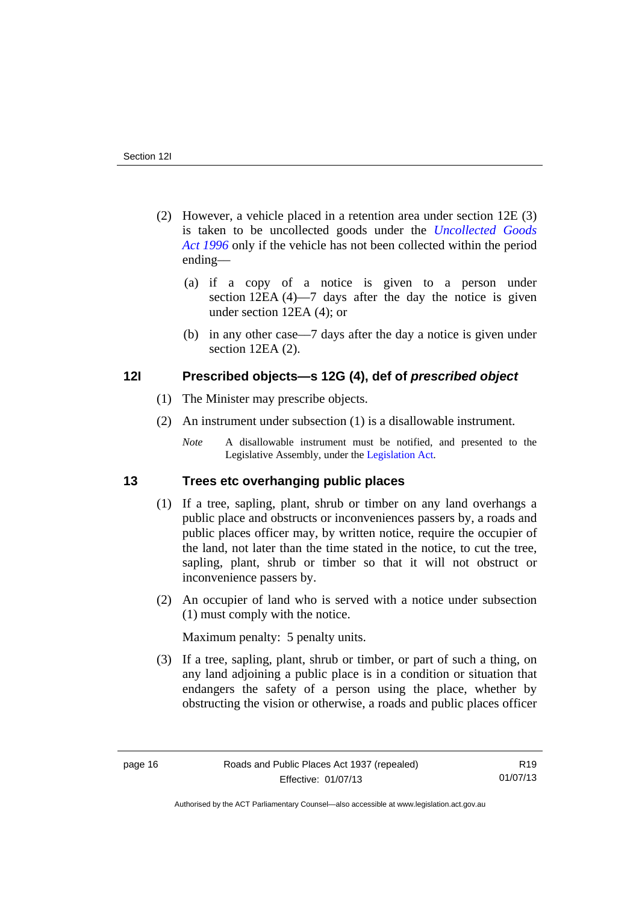(2) However, a vehicle placed in a retention area under section 12E (3) is taken to be uncollected goods under the *Uncollected Goods Act 1996* only if the vehicle has not been collected within the period ending—

(a) if a copy of a notice is given to a person under section 12EA (4)—7 days after the day the notice is given under section 12EA (4); or

(b) in any other case—7 days after the day a notice is given under section 12EA (2).

### 12I Prescribed objects—s 12G (4), def of *prescribed object*

(1) The Minister may prescribe objects.

(2) An instrument under subsection (1) is a disallowable instrument.

*Note* A disallowable instrument must be notified, and presented to the Legislative Assembly, under the Legislation Act.

### 13 Trees etc overhanging public places

(1) If a tree, sapling, plant, shrub or timber on any land overhangs a public place and obstructs or inconveniences passers by, a roads and public places officer may, by written notice, require the occupier of the land, not later than the time stated in the notice, to cut the tree, sapling, plant, shrub or timber so that it will not obstruct or inconvenience passers by.

(2) An occupier of land who is served with a notice under subsection (1) must comply with the notice.

Maximum penalty: 5 penalty units.

(3) If a tree, sapling, plant, shrub or timber, or part of such a thing, on any land adjoining a public place is in a condition or situation that endangers the safety of a person using the place, whether by obstructing the vision or otherwise, a roads and public places officer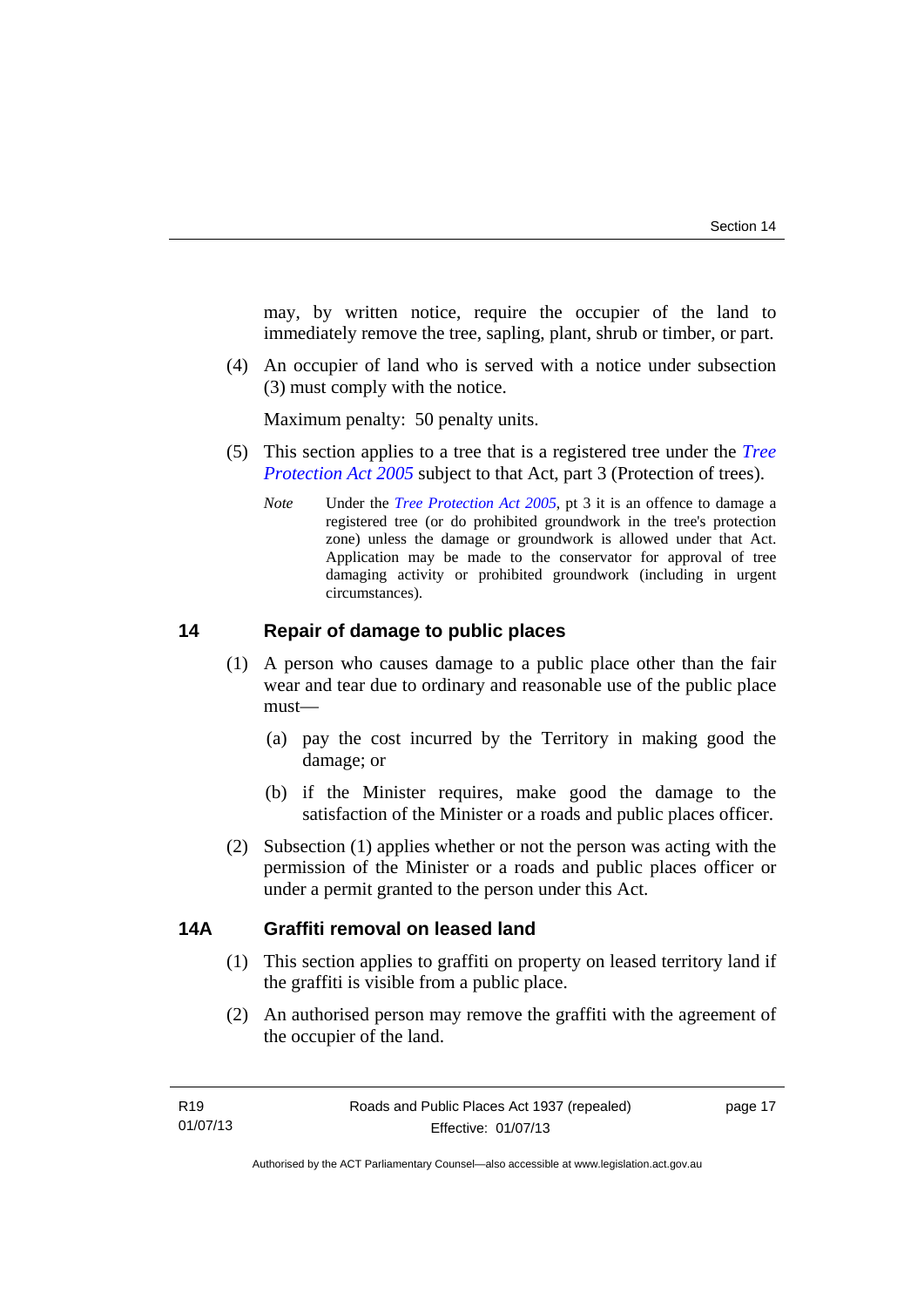may, by written notice, require the occupier of the land to immediately remove the tree, sapling, plant, shrub or timber, or part.

(4) An occupier of land who is served with a notice under subsection (3) must comply with the notice.

Maximum penalty: 50 penalty units.

(5) This section applies to a tree that is a registered tree under the *Tree Protection Act 2005* subject to that Act, part 3 (Protection of trees).

*Note* Under the *Tree Protection Act 2005*, pt 3 it is an offence to damage a registered tree (or do prohibited groundwork in the tree's protection zone) unless the damage or groundwork is allowed under that Act. Application may be made to the conservator for approval of tree damaging activity or prohibited groundwork (including in urgent circumstances).

## 14 Repair of damage to public places

(1) A person who causes damage to a public place other than the fair wear and tear due to ordinary and reasonable use of the public place must—

(a) pay the cost incurred by the Territory in making good the damage; or

(b) if the Minister requires, make good the damage to the satisfaction of the Minister or a roads and public places officer.

(2) Subsection (1) applies whether or not the person was acting with the permission of the Minister or a roads and public places officer or under a permit granted to the person under this Act.

## 14A Graffiti removal on leased land

(1) This section applies to graffiti on property on leased territory land if the graffiti is visible from a public place.

(2) An authorised person may remove the graffiti with the agreement of the occupier of the land.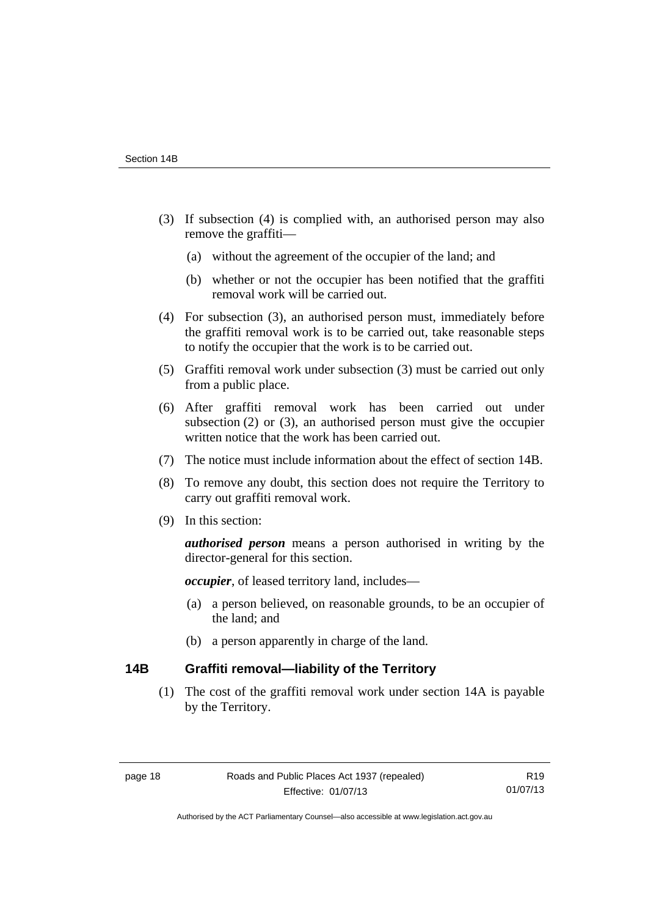(3) If subsection (4) is complied with, an authorised person may also remove the graffiti—

(a) without the agreement of the occupier of the land; and

(b) whether or not the occupier has been notified that the graffiti removal work will be carried out.

(4) For subsection (3), an authorised person must, immediately before the graffiti removal work is to be carried out, take reasonable steps to notify the occupier that the work is to be carried out.

(5) Graffiti removal work under subsection (3) must be carried out only from a public place.

(6) After graffiti removal work has been carried out under subsection (2) or (3), an authorised person must give the occupier written notice that the work has been carried out.

(7) The notice must include information about the effect of section 14B.

(8) To remove any doubt, this section does not require the Territory to carry out graffiti removal work.

(9) In this section:

***authorised person*** means a person authorised in writing by the director-general for this section.

***occupier***, of leased territory land, includes—

(a) a person believed, on reasonable grounds, to be an occupier of the land; and

(b) a person apparently in charge of the land.

### 14B Graffiti removal—liability of the Territory

(1) The cost of the graffiti removal work under section 14A is payable by the Territory.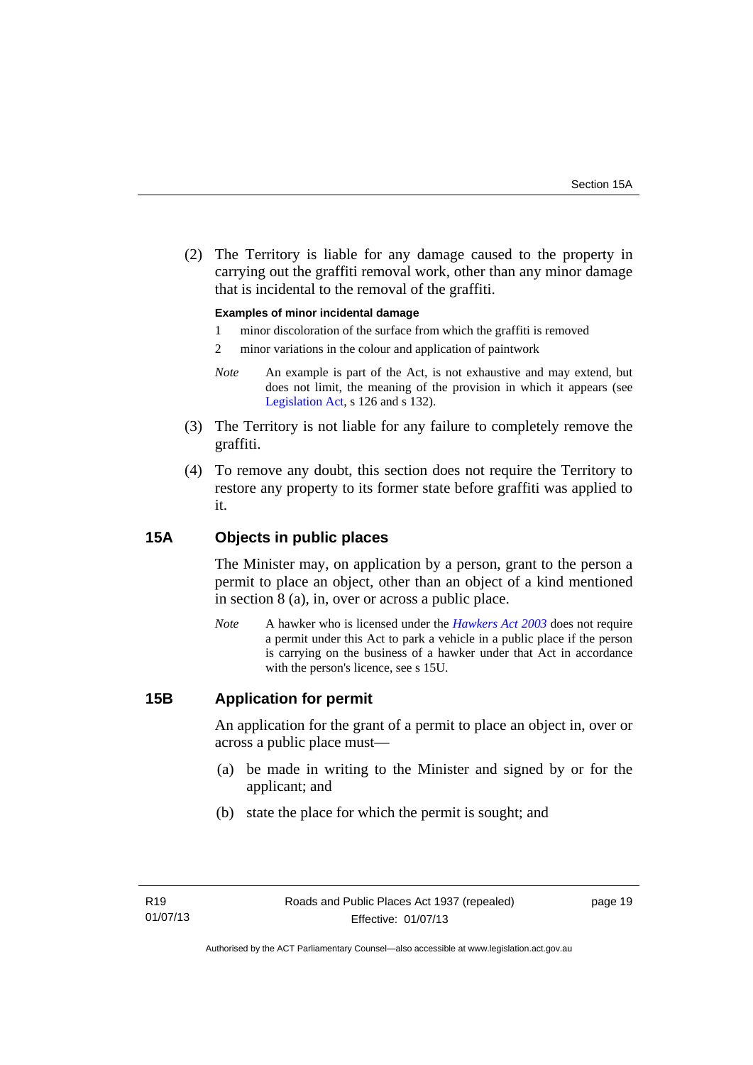(2) The Territory is liable for any damage caused to the property in carrying out the graffiti removal work, other than any minor damage that is incidental to the removal of the graffiti.

**Examples of minor incidental damage**

1 minor discoloration of the surface from which the graffiti is removed

2 minor variations in the colour and application of paintwork

*Note* An example is part of the Act, is not exhaustive and may extend, but does not limit, the meaning of the provision in which it appears (see Legislation Act, s 126 and s 132).

(3) The Territory is not liable for any failure to completely remove the graffiti.

(4) To remove any doubt, this section does not require the Territory to restore any property to its former state before graffiti was applied to it.

## 15A Objects in public places

The Minister may, on application by a person, grant to the person a permit to place an object, other than an object of a kind mentioned in section 8 (a), in, over or across a public place.

*Note* A hawker who is licensed under the *Hawkers Act 2003* does not require a permit under this Act to park a vehicle in a public place if the person is carrying on the business of a hawker under that Act in accordance with the person's licence, see s 15U.

## 15B Application for permit

An application for the grant of a permit to place an object in, over or across a public place must—

(a) be made in writing to the Minister and signed by or for the applicant; and

(b) state the place for which the permit is sought; and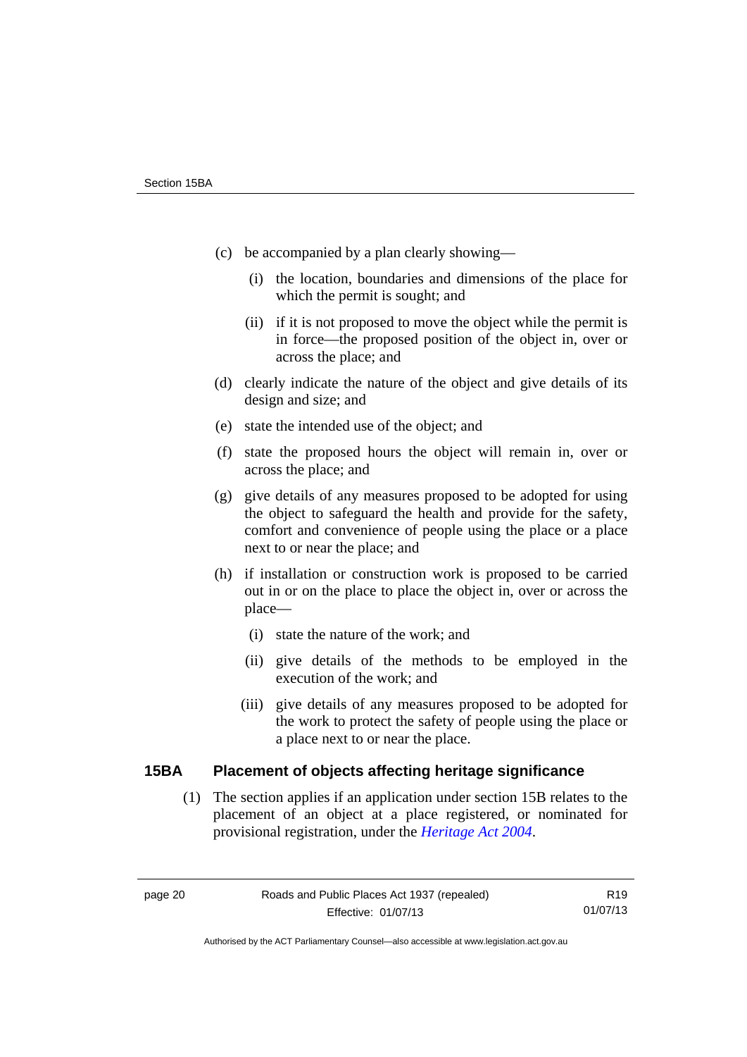(c) be accompanied by a plan clearly showing—

  (i) the location, boundaries and dimensions of the place for which the permit is sought; and

  (ii) if it is not proposed to move the object while the permit is in force—the proposed position of the object in, over or across the place; and

(d) clearly indicate the nature of the object and give details of its design and size; and

(e) state the intended use of the object; and

(f) state the proposed hours the object will remain in, over or across the place; and

(g) give details of any measures proposed to be adopted for using the object to safeguard the health and provide for the safety, comfort and convenience of people using the place or a place next to or near the place; and

(h) if installation or construction work is proposed to be carried out in or on the place to place the object in, over or across the place—

  (i) state the nature of the work; and

  (ii) give details of the methods to be employed in the execution of the work; and

  (iii) give details of any measures proposed to be adopted for the work to protect the safety of people using the place or a place next to or near the place.

## 15BA Placement of objects affecting heritage significance

(1) The section applies if an application under section 15B relates to the placement of an object at a place registered, or nominated for provisional registration, under the *Heritage Act 2004*.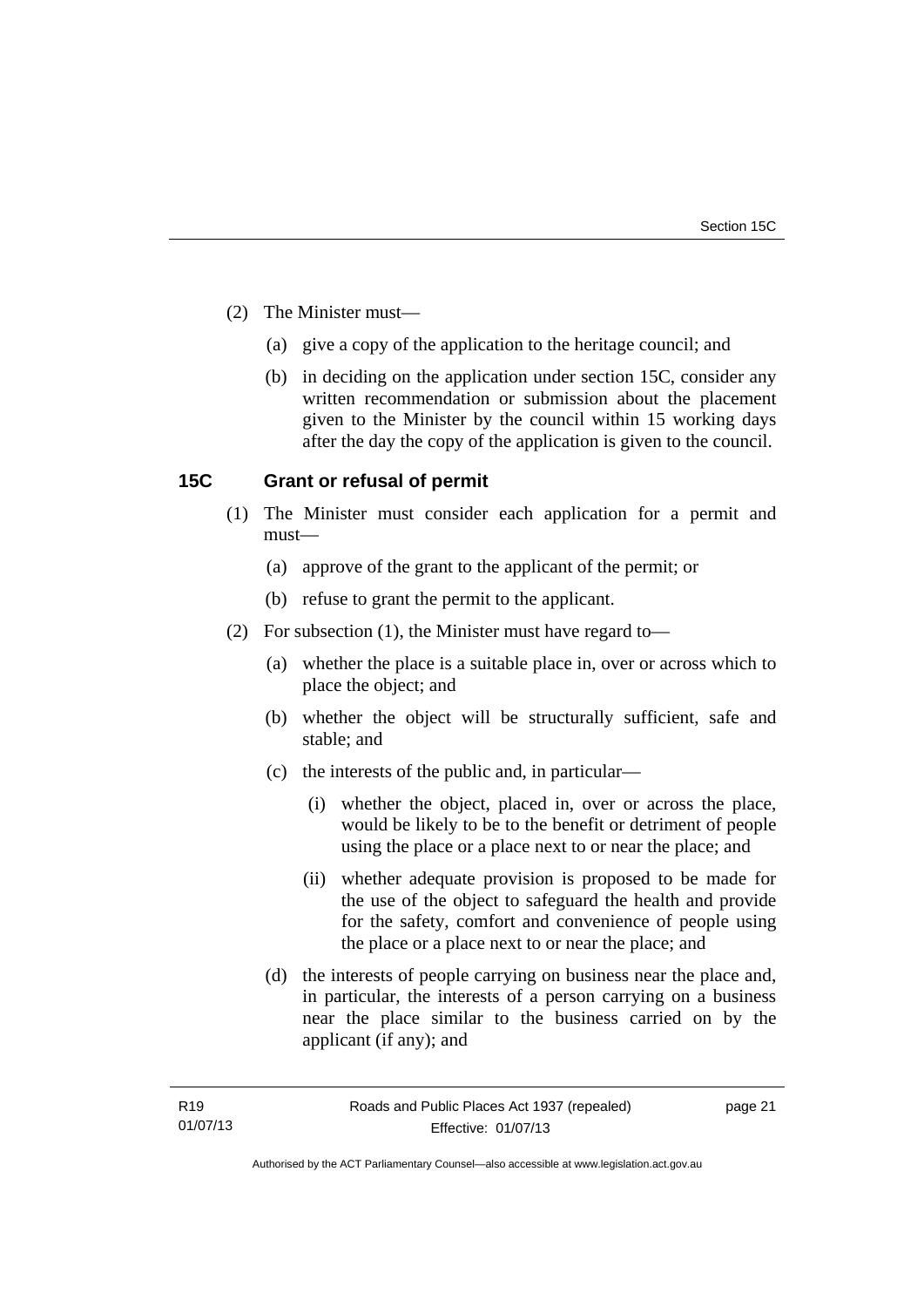(2) The Minister must—

(a) give a copy of the application to the heritage council; and

(b) in deciding on the application under section 15C, consider any written recommendation or submission about the placement given to the Minister by the council within 15 working days after the day the copy of the application is given to the council.

## 15C Grant or refusal of permit

(1) The Minister must consider each application for a permit and must—

(a) approve of the grant to the applicant of the permit; or

(b) refuse to grant the permit to the applicant.

(2) For subsection (1), the Minister must have regard to—

(a) whether the place is a suitable place in, over or across which to place the object; and

(b) whether the object will be structurally sufficient, safe and stable; and

(c) the interests of the public and, in particular—

(i) whether the object, placed in, over or across the place, would be likely to be to the benefit or detriment of people using the place or a place next to or near the place; and

(ii) whether adequate provision is proposed to be made for the use of the object to safeguard the health and provide for the safety, comfort and convenience of people using the place or a place next to or near the place; and

(d) the interests of people carrying on business near the place and, in particular, the interests of a person carrying on a business near the place similar to the business carried on by the applicant (if any); and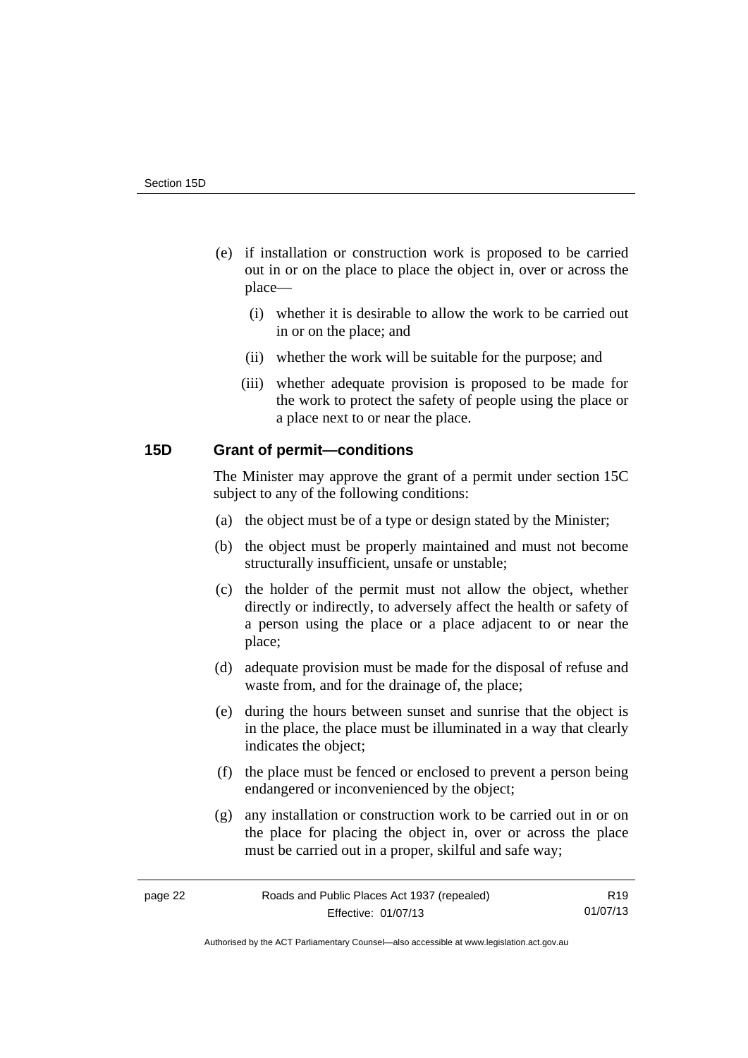(e) if installation or construction work is proposed to be carried out in or on the place to place the object in, over or across the place—

  (i) whether it is desirable to allow the work to be carried out in or on the place; and

  (ii) whether the work will be suitable for the purpose; and

  (iii) whether adequate provision is proposed to be made for the work to protect the safety of people using the place or a place next to or near the place.

## 15D Grant of permit—conditions

The Minister may approve the grant of a permit under section 15C subject to any of the following conditions:

(a) the object must be of a type or design stated by the Minister;

(b) the object must be properly maintained and must not become structurally insufficient, unsafe or unstable;

(c) the holder of the permit must not allow the object, whether directly or indirectly, to adversely affect the health or safety of a person using the place or a place adjacent to or near the place;

(d) adequate provision must be made for the disposal of refuse and waste from, and for the drainage of, the place;

(e) during the hours between sunset and sunrise that the object is in the place, the place must be illuminated in a way that clearly indicates the object;

(f) the place must be fenced or enclosed to prevent a person being endangered or inconvenienced by the object;

(g) any installation or construction work to be carried out in or on the place for placing the object in, over or across the place must be carried out in a proper, skilful and safe way;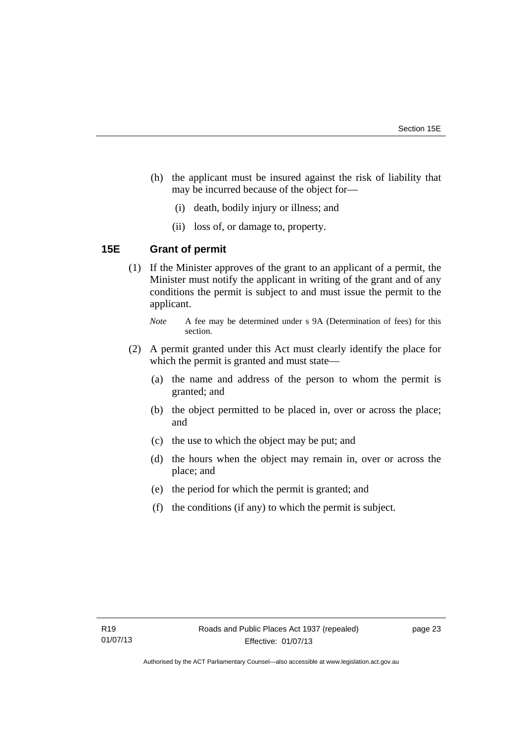(h) the applicant must be insured against the risk of liability that may be incurred because of the object for—

  (i) death, bodily injury or illness; and

  (ii) loss of, or damage to, property.

### 15E Grant of permit

(1) If the Minister approves of the grant to an applicant of a permit, the Minister must notify the applicant in writing of the grant and of any conditions the permit is subject to and must issue the permit to the applicant.

*Note* A fee may be determined under s 9A (Determination of fees) for this section.

(2) A permit granted under this Act must clearly identify the place for which the permit is granted and must state—

  (a) the name and address of the person to whom the permit is granted; and

  (b) the object permitted to be placed in, over or across the place; and

  (c) the use to which the object may be put; and

  (d) the hours when the object may remain in, over or across the place; and

  (e) the period for which the permit is granted; and

  (f) the conditions (if any) to which the permit is subject.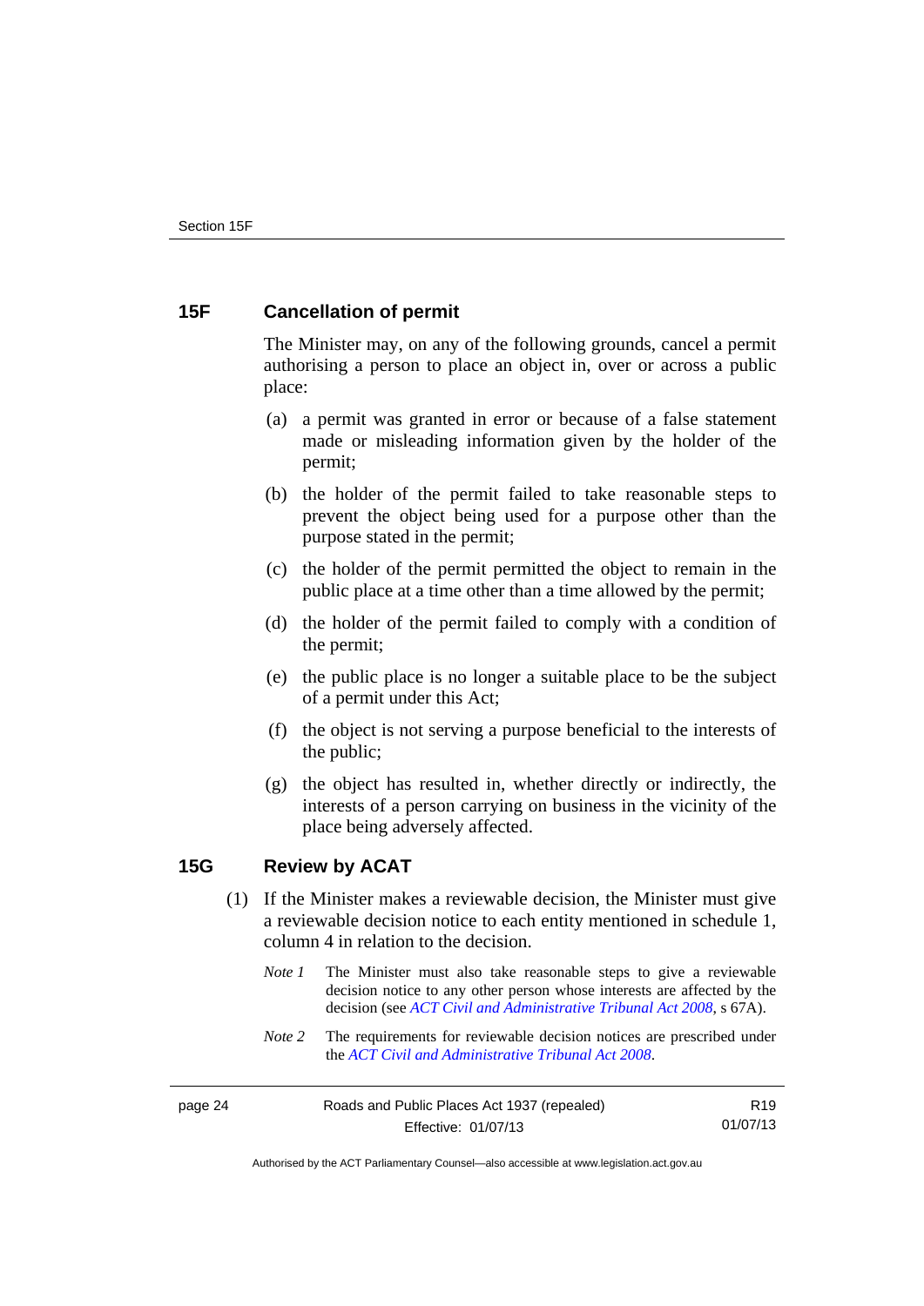## 15F Cancellation of permit

The Minister may, on any of the following grounds, cancel a permit authorising a person to place an object in, over or across a public place:

(a) a permit was granted in error or because of a false statement made or misleading information given by the holder of the permit;

(b) the holder of the permit failed to take reasonable steps to prevent the object being used for a purpose other than the purpose stated in the permit;

(c) the holder of the permit permitted the object to remain in the public place at a time other than a time allowed by the permit;

(d) the holder of the permit failed to comply with a condition of the permit;

(e) the public place is no longer a suitable place to be the subject of a permit under this Act;

(f) the object is not serving a purpose beneficial to the interests of the public;

(g) the object has resulted in, whether directly or indirectly, the interests of a person carrying on business in the vicinity of the place being adversely affected.

## 15G Review by ACAT

(1) If the Minister makes a reviewable decision, the Minister must give a reviewable decision notice to each entity mentioned in schedule 1, column 4 in relation to the decision.

*Note 1* The Minister must also take reasonable steps to give a reviewable decision notice to any other person whose interests are affected by the decision (see *ACT Civil and Administrative Tribunal Act 2008*, s 67A).

*Note 2* The requirements for reviewable decision notices are prescribed under the *ACT Civil and Administrative Tribunal Act 2008*.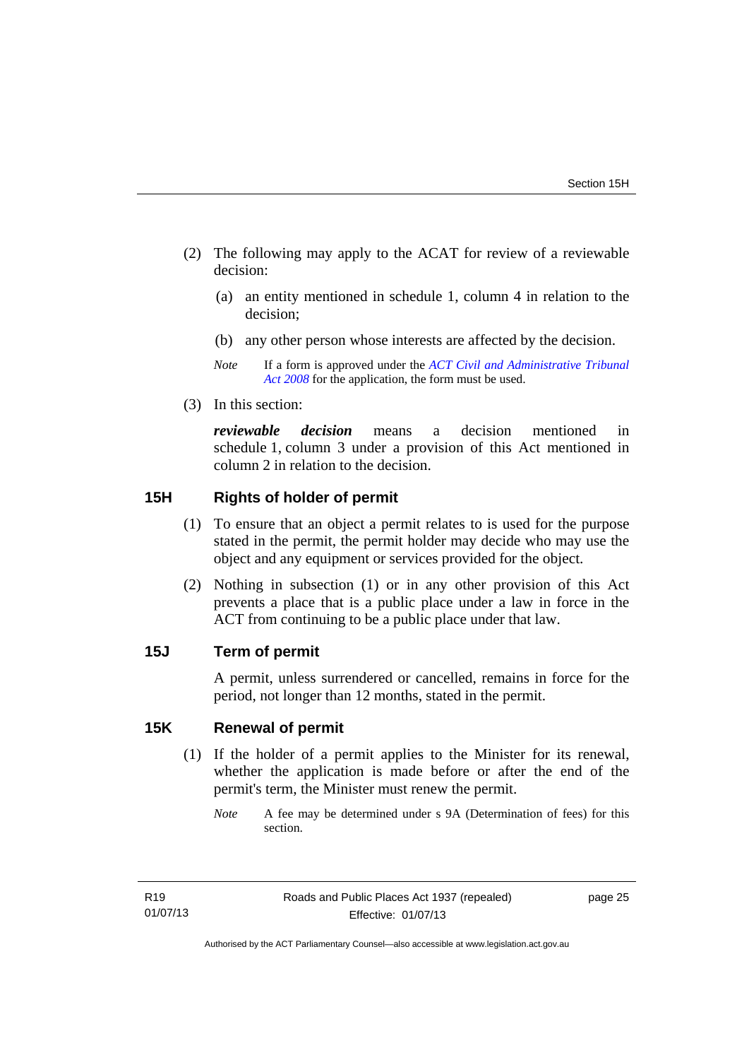(2) The following may apply to the ACAT for review of a reviewable decision:

(a) an entity mentioned in schedule 1, column 4 in relation to the decision;

(b) any other person whose interests are affected by the decision.

*Note* If a form is approved under the *ACT Civil and Administrative Tribunal Act 2008* for the application, the form must be used.

(3) In this section:

***reviewable decision*** means a decision mentioned in schedule 1, column 3 under a provision of this Act mentioned in column 2 in relation to the decision.

## 15H Rights of holder of permit

(1) To ensure that an object a permit relates to is used for the purpose stated in the permit, the permit holder may decide who may use the object and any equipment or services provided for the object.

(2) Nothing in subsection (1) or in any other provision of this Act prevents a place that is a public place under a law in force in the ACT from continuing to be a public place under that law.

## 15J Term of permit

A permit, unless surrendered or cancelled, remains in force for the period, not longer than 12 months, stated in the permit.

## 15K Renewal of permit

(1) If the holder of a permit applies to the Minister for its renewal, whether the application is made before or after the end of the permit's term, the Minister must renew the permit.

*Note* A fee may be determined under s 9A (Determination of fees) for this section.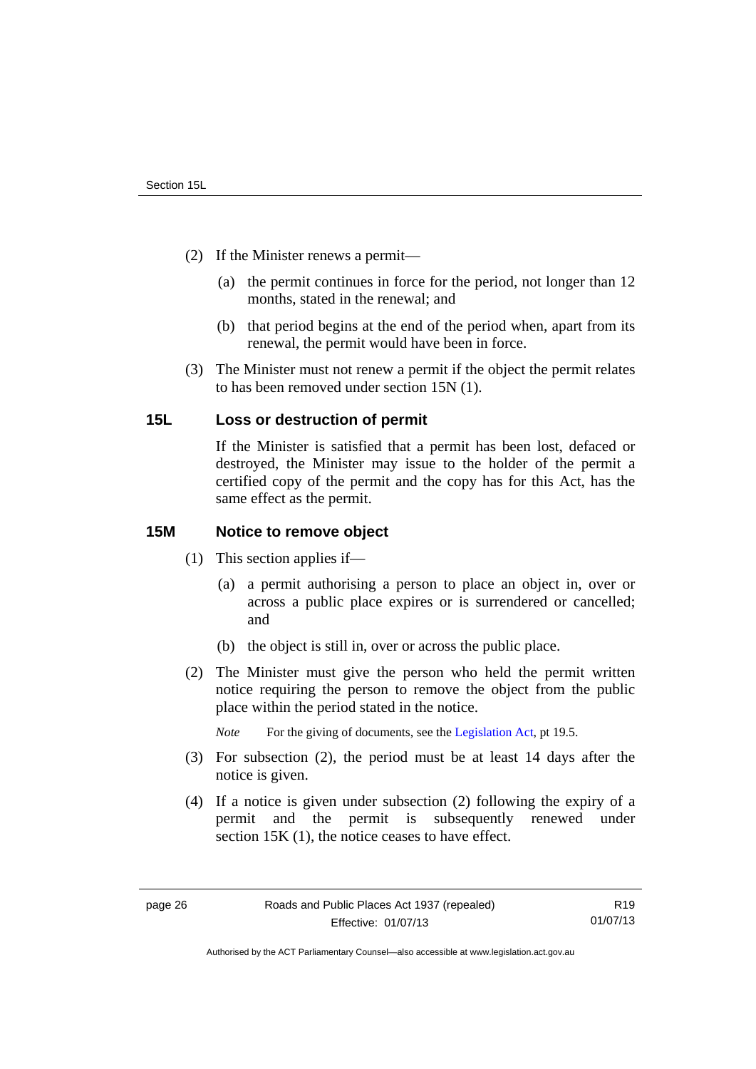(2) If the Minister renews a permit—

(a) the permit continues in force for the period, not longer than 12 months, stated in the renewal; and

(b) that period begins at the end of the period when, apart from its renewal, the permit would have been in force.

(3) The Minister must not renew a permit if the object the permit relates to has been removed under section 15N (1).

## 15L Loss or destruction of permit

If the Minister is satisfied that a permit has been lost, defaced or destroyed, the Minister may issue to the holder of the permit a certified copy of the permit and the copy has for this Act, has the same effect as the permit.

## 15M Notice to remove object

(1) This section applies if—

(a) a permit authorising a person to place an object in, over or across a public place expires or is surrendered or cancelled; and

(b) the object is still in, over or across the public place.

(2) The Minister must give the person who held the permit written notice requiring the person to remove the object from the public place within the period stated in the notice.

*Note* For the giving of documents, see the Legislation Act, pt 19.5.

(3) For subsection (2), the period must be at least 14 days after the notice is given.

(4) If a notice is given under subsection (2) following the expiry of a permit and the permit is subsequently renewed under section 15K (1), the notice ceases to have effect.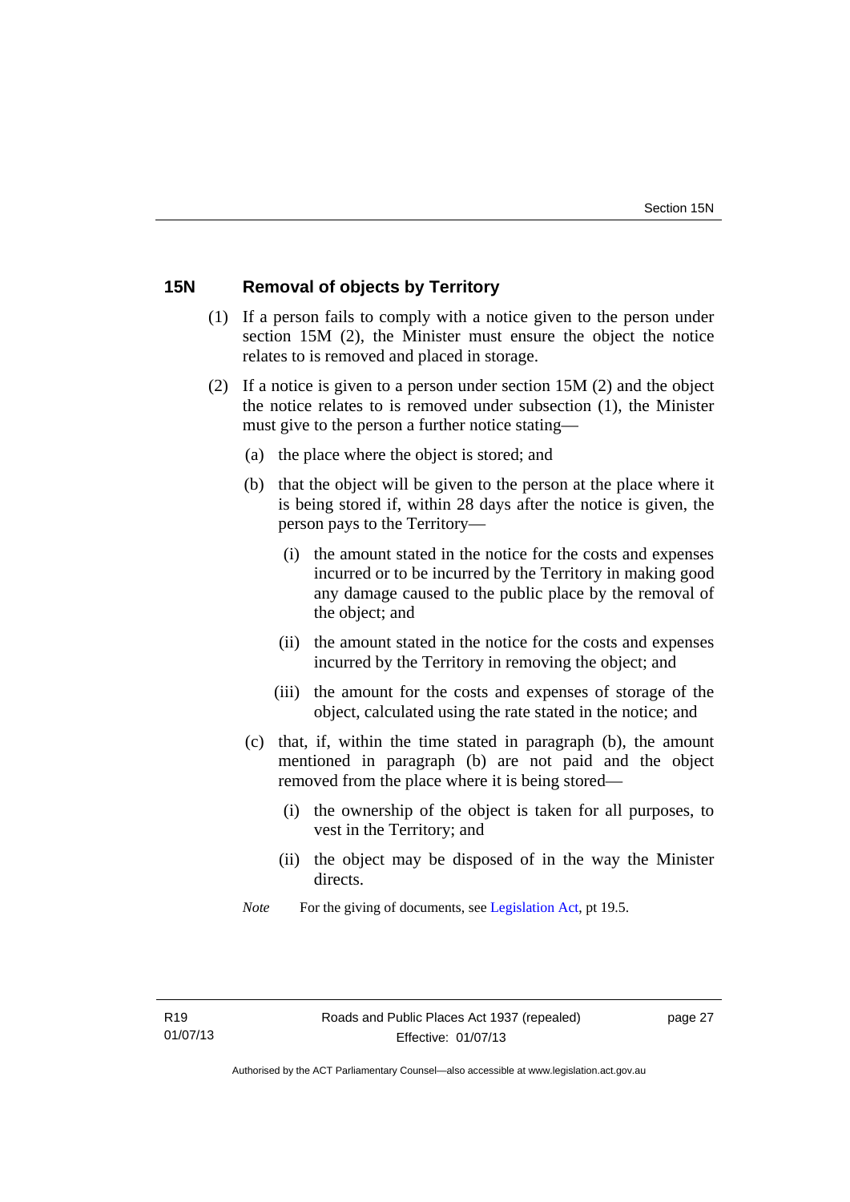## 15N Removal of objects by Territory

(1) If a person fails to comply with a notice given to the person under section 15M (2), the Minister must ensure the object the notice relates to is removed and placed in storage.

(2) If a notice is given to a person under section 15M (2) and the object the notice relates to is removed under subsection (1), the Minister must give to the person a further notice stating—

(a) the place where the object is stored; and

(b) that the object will be given to the person at the place where it is being stored if, within 28 days after the notice is given, the person pays to the Territory—

(i) the amount stated in the notice for the costs and expenses incurred or to be incurred by the Territory in making good any damage caused to the public place by the removal of the object; and

(ii) the amount stated in the notice for the costs and expenses incurred by the Territory in removing the object; and

(iii) the amount for the costs and expenses of storage of the object, calculated using the rate stated in the notice; and

(c) that, if, within the time stated in paragraph (b), the amount mentioned in paragraph (b) are not paid and the object removed from the place where it is being stored—

(i) the ownership of the object is taken for all purposes, to vest in the Territory; and

(ii) the object may be disposed of in the way the Minister directs.

*Note* For the giving of documents, see Legislation Act, pt 19.5.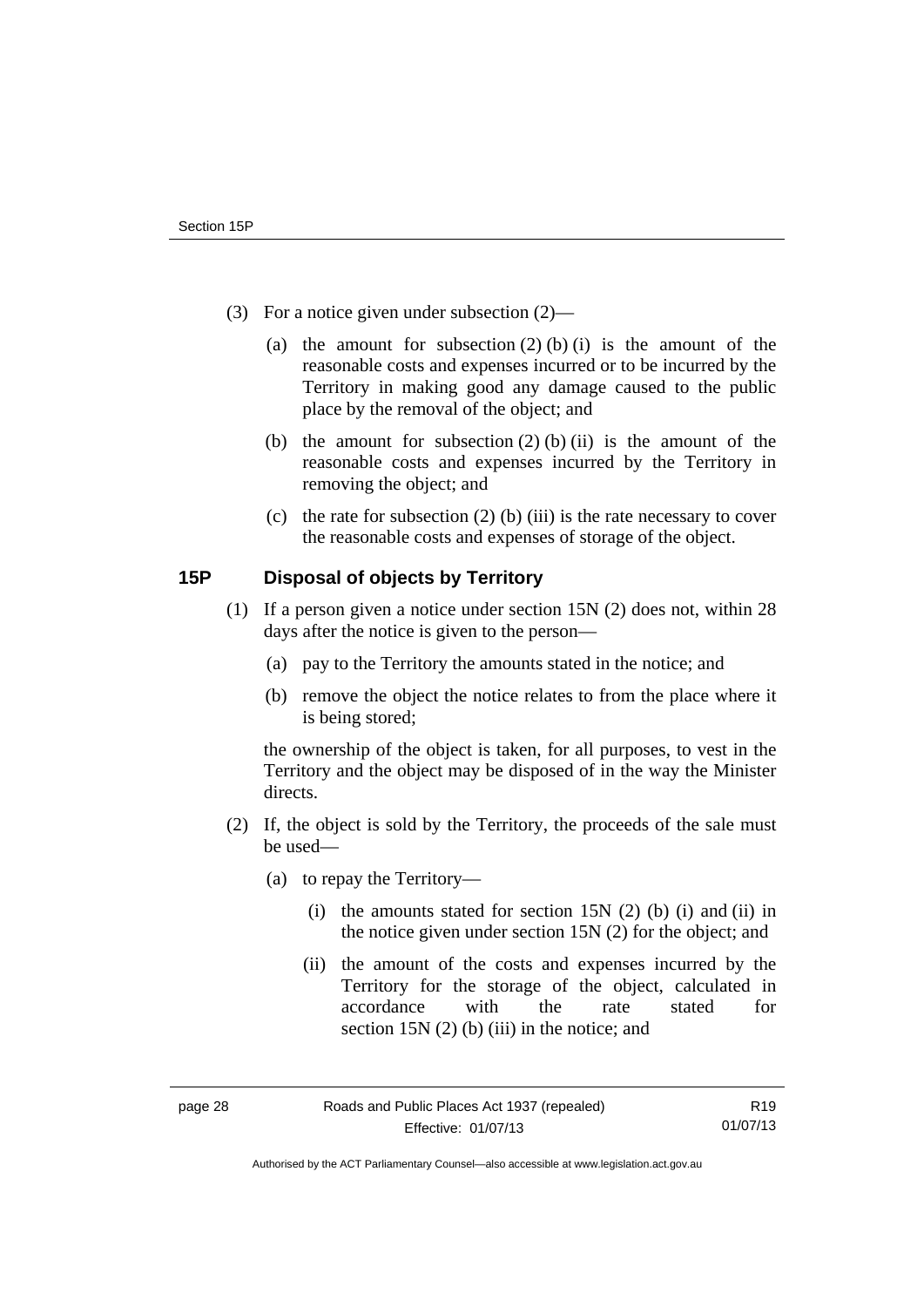(3) For a notice given under subsection (2)—

  (a) the amount for subsection (2) (b) (i) is the amount of the reasonable costs and expenses incurred or to be incurred by the Territory in making good any damage caused to the public place by the removal of the object; and

  (b) the amount for subsection (2) (b) (ii) is the amount of the reasonable costs and expenses incurred by the Territory in removing the object; and

  (c) the rate for subsection (2) (b) (iii) is the rate necessary to cover the reasonable costs and expenses of storage of the object.

## 15P Disposal of objects by Territory

(1) If a person given a notice under section 15N (2) does not, within 28 days after the notice is given to the person—

  (a) pay to the Territory the amounts stated in the notice; and

  (b) remove the object the notice relates to from the place where it is being stored;

the ownership of the object is taken, for all purposes, to vest in the Territory and the object may be disposed of in the way the Minister directs.

(2) If, the object is sold by the Territory, the proceeds of the sale must be used—

  (a) to repay the Territory—

    (i) the amounts stated for section 15N (2) (b) (i) and (ii) in the notice given under section 15N (2) for the object; and

    (ii) the amount of the costs and expenses incurred by the Territory for the storage of the object, calculated in accordance with the rate stated for section 15N (2) (b) (iii) in the notice; and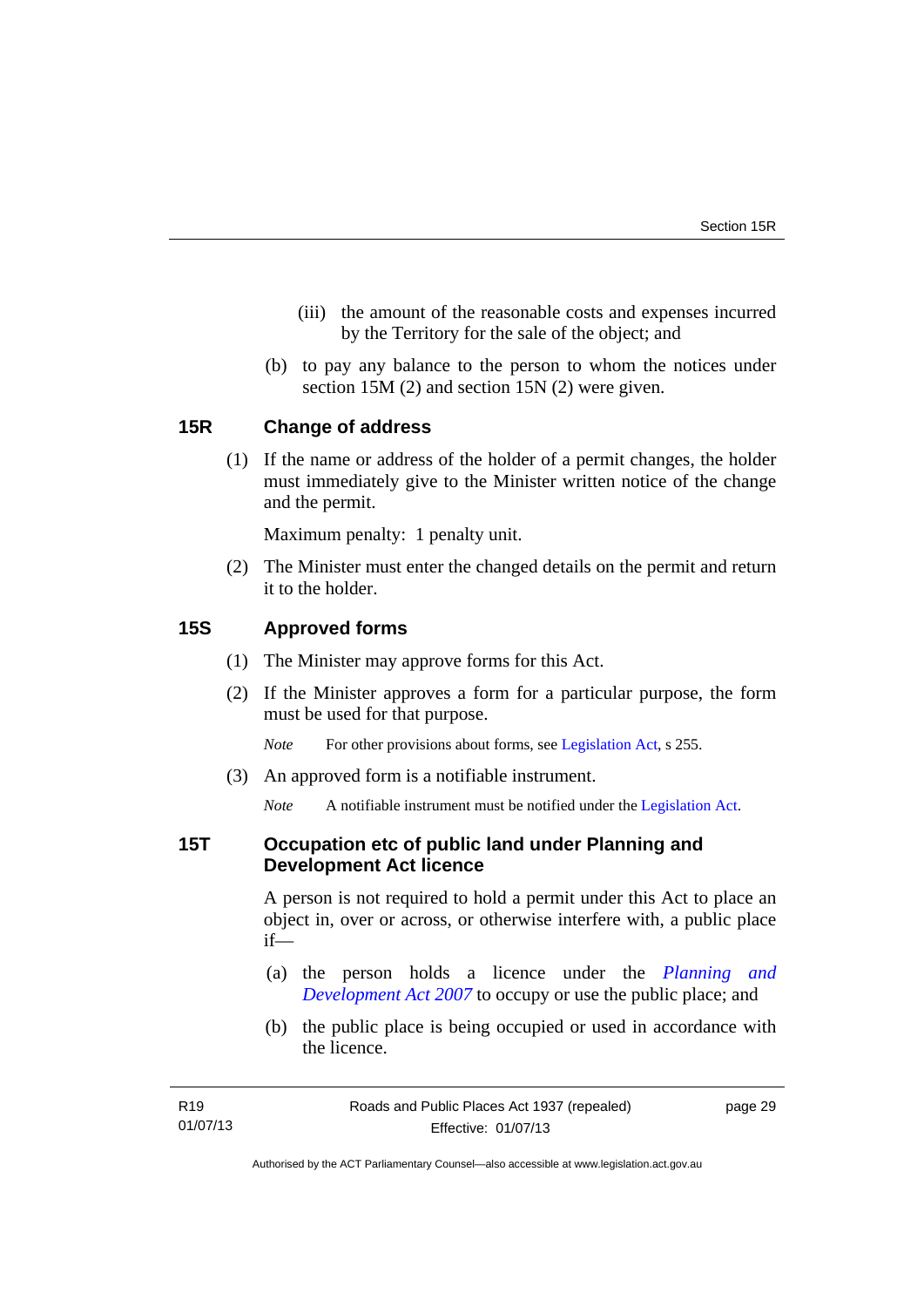(iii) the amount of the reasonable costs and expenses incurred by the Territory for the sale of the object; and

(b) to pay any balance to the person to whom the notices under section 15M (2) and section 15N (2) were given.

### 15R Change of address

(1) If the name or address of the holder of a permit changes, the holder must immediately give to the Minister written notice of the change and the permit.

Maximum penalty: 1 penalty unit.

(2) The Minister must enter the changed details on the permit and return it to the holder.

### 15S Approved forms

(1) The Minister may approve forms for this Act.

(2) If the Minister approves a form for a particular purpose, the form must be used for that purpose.

*Note* For other provisions about forms, see Legislation Act, s 255.

(3) An approved form is a notifiable instrument.

*Note* A notifiable instrument must be notified under the Legislation Act.

### 15T Occupation etc of public land under Planning and Development Act licence

A person is not required to hold a permit under this Act to place an object in, over or across, or otherwise interfere with, a public place if—

(a) the person holds a licence under the *Planning and Development Act 2007* to occupy or use the public place; and

(b) the public place is being occupied or used in accordance with the licence.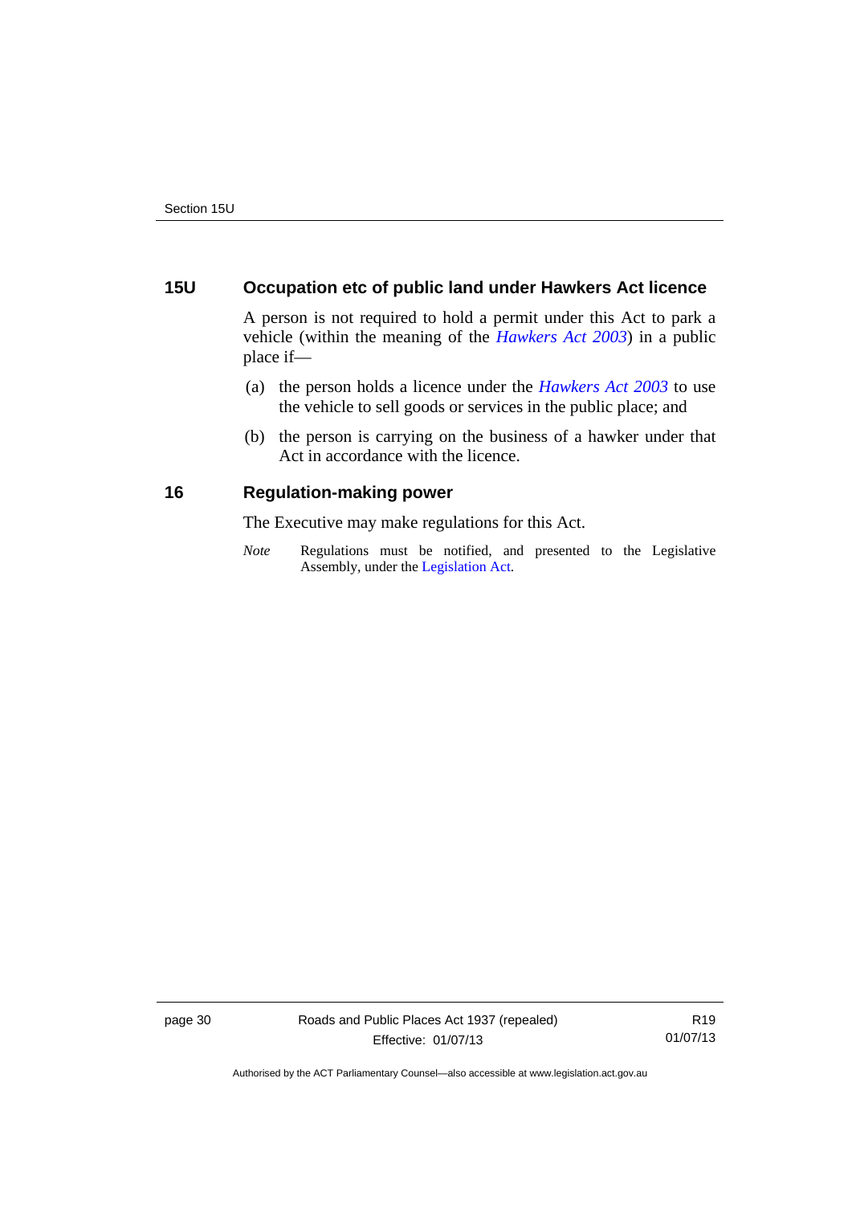## 15U Occupation etc of public land under Hawkers Act licence

A person is not required to hold a permit under this Act to park a vehicle (within the meaning of the *Hawkers Act 2003*) in a public place if—

(a) the person holds a licence under the *Hawkers Act 2003* to use the vehicle to sell goods or services in the public place; and

(b) the person is carrying on the business of a hawker under that Act in accordance with the licence.

## 16 Regulation-making power

The Executive may make regulations for this Act.

*Note* Regulations must be notified, and presented to the Legislative Assembly, under the Legislation Act.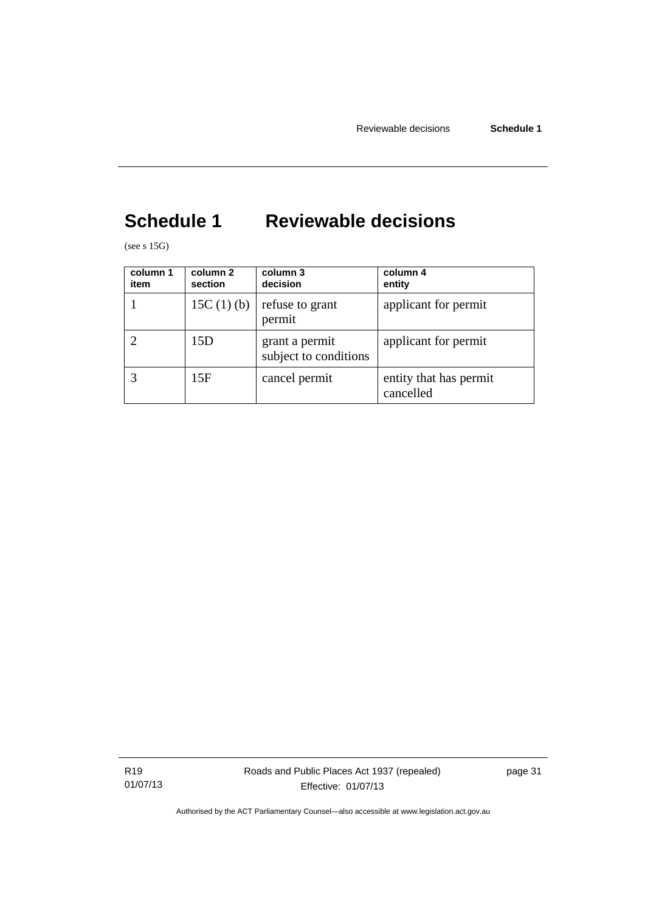# Schedule 1 Reviewable decisions

(see s 15G)

| column 1 item | column 2 section | column 3 decision | column 4 entity |
|---|---|---|---|
| 1 | 15C (1) (b) | refuse to grant permit | applicant for permit |
| 2 | 15D | grant a permit subject to conditions | applicant for permit |
| 3 | 15F | cancel permit | entity that has permit cancelled |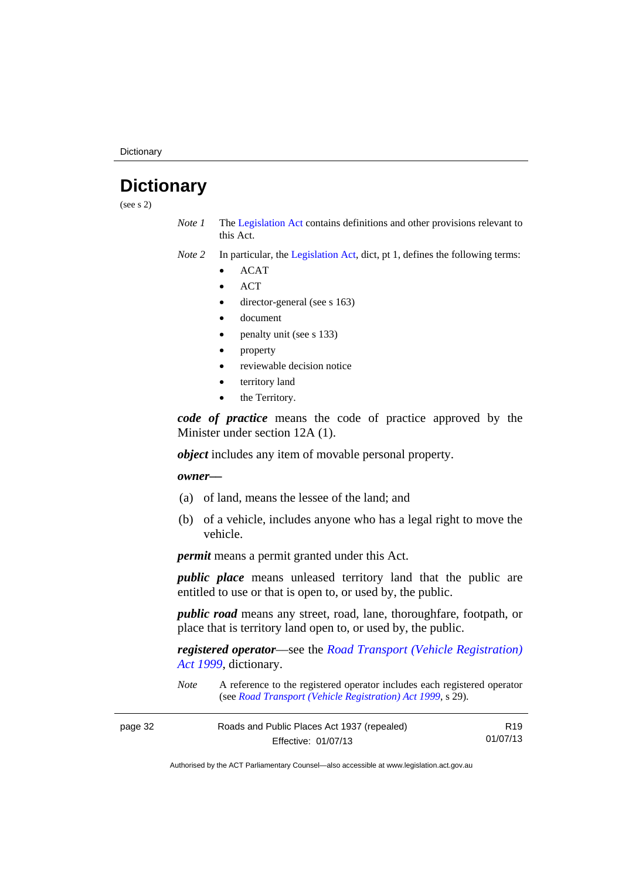# Dictionary

(see s 2)

*Note 1* The Legislation Act contains definitions and other provisions relevant to this Act.

*Note 2* In particular, the Legislation Act, dict, pt 1, defines the following terms:

- ACAT
- ACT
- director-general (see s 163)
- document
- penalty unit (see s 133)
- property
- reviewable decision notice
- territory land
- the Territory.

***code of practice*** means the code of practice approved by the Minister under section 12A (1).

***object*** includes any item of movable personal property.

***owner***—

(a) of land, means the lessee of the land; and

(b) of a vehicle, includes anyone who has a legal right to move the vehicle.

***permit*** means a permit granted under this Act.

***public place*** means unleased territory land that the public are entitled to use or that is open to, or used by, the public.

***public road*** means any street, road, lane, thoroughfare, footpath, or place that is territory land open to, or used by, the public.

***registered operator***—see the *Road Transport (Vehicle Registration) Act 1999*, dictionary.

*Note* A reference to the registered operator includes each registered operator (see *Road Transport (Vehicle Registration) Act 1999*, s 29).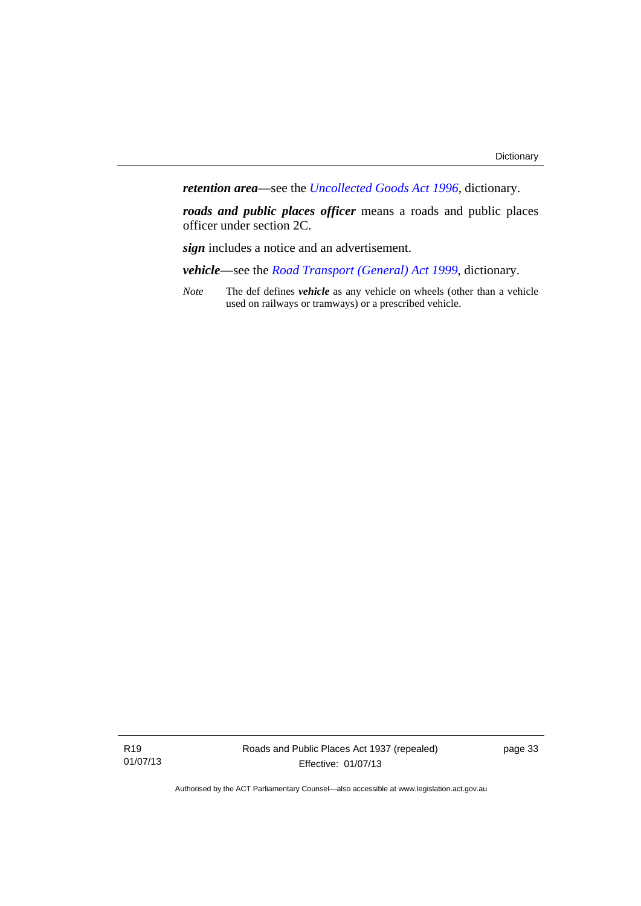***retention area***—see the *Uncollected Goods Act 1996*, dictionary.

***roads and public places officer*** means a roads and public places officer under section 2C.

***sign*** includes a notice and an advertisement.

***vehicle***—see the *Road Transport (General) Act 1999*, dictionary.

*Note* The def defines ***vehicle*** as any vehicle on wheels (other than a vehicle used on railways or tramways) or a prescribed vehicle.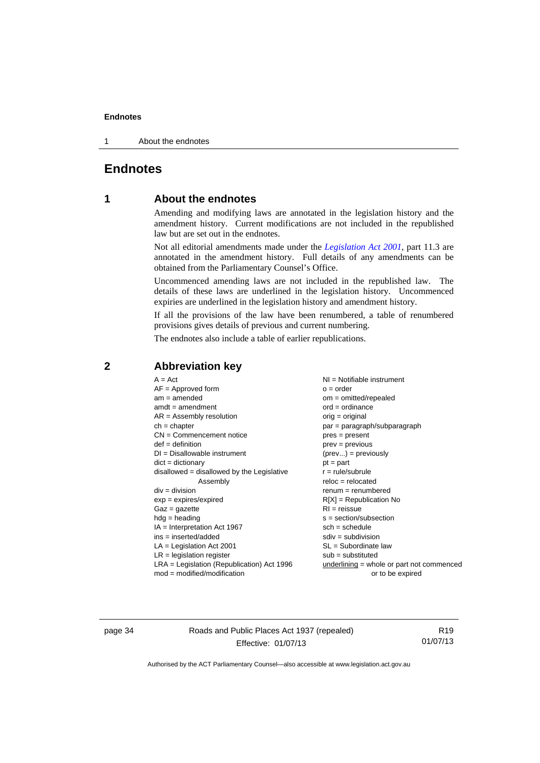# Endnotes

## 1 About the endnotes

Amending and modifying laws are annotated in the legislation history and the amendment history. Current modifications are not included in the republished law but are set out in the endnotes.

Not all editorial amendments made under the *Legislation Act 2001*, part 11.3 are annotated in the amendment history. Full details of any amendments can be obtained from the Parliamentary Counsel's Office.

Uncommenced amending laws are not included in the republished law. The details of these laws are underlined in the legislation history. Uncommenced expiries are underlined in the legislation history and amendment history.

If all the provisions of the law have been renumbered, a table of renumbered provisions gives details of previous and current numbering.

The endnotes also include a table of earlier republications.

## 2 Abbreviation key

A = Act
AF = Approved form
am = amended
amdt = amendment
AR = Assembly resolution
ch = chapter
CN = Commencement notice
def = definition
DI = Disallowable instrument
dict = dictionary
disallowed = disallowed by the Legislative Assembly
div = division
exp = expires/expired
Gaz = gazette
hdg = heading
IA = Interpretation Act 1967
ins = inserted/added
LA = Legislation Act 2001
LR = legislation register
LRA = Legislation (Republication) Act 1996
mod = modified/modification
NI = Notifiable instrument
o = order
om = omitted/repealed
ord = ordinance
orig = original
par = paragraph/subparagraph
pres = present
prev = previous
(prev...) = previously
pt = part
r = rule/subrule
reloc = relocated
renum = renumbered
R[X] = Republication No
RI = reissue
s = section/subsection
sch = schedule
sdiv = subdivision
SL = Subordinate law
sub = substituted
underlining = whole or part not commenced or to be expired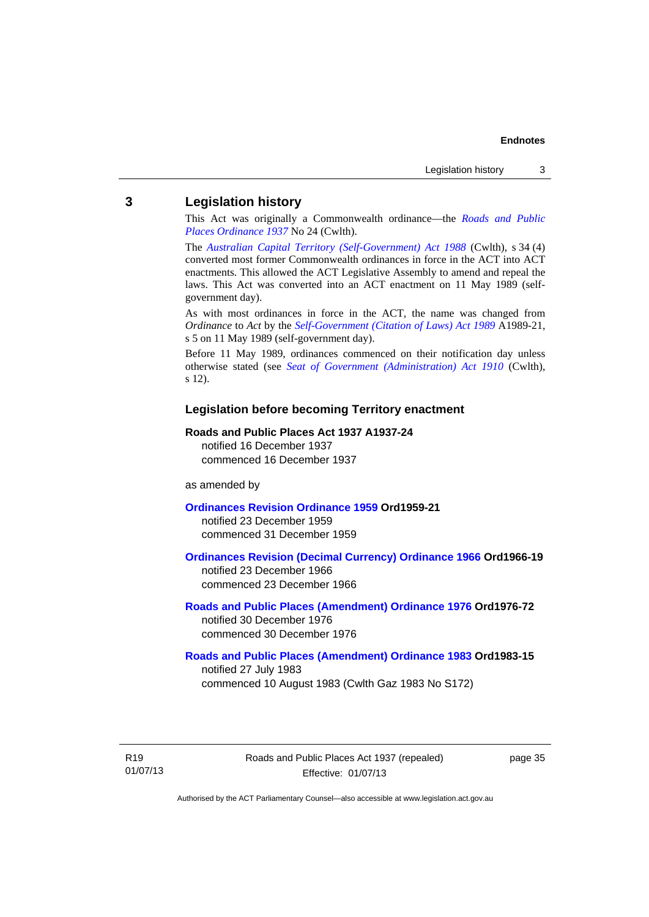## 3 Legislation history

This Act was originally a Commonwealth ordinance—the *Roads and Public Places Ordinance 1937* No 24 (Cwlth).

The *Australian Capital Territory (Self-Government) Act 1988* (Cwlth), s 34 (4) converted most former Commonwealth ordinances in force in the ACT into ACT enactments. This allowed the ACT Legislative Assembly to amend and repeal the laws. This Act was converted into an ACT enactment on 11 May 1989 (self-government day).

As with most ordinances in force in the ACT, the name was changed from *Ordinance* to *Act* by the *Self-Government (Citation of Laws) Act 1989* A1989-21, s 5 on 11 May 1989 (self-government day).

Before 11 May 1989, ordinances commenced on their notification day unless otherwise stated (see *Seat of Government (Administration) Act 1910* (Cwlth), s 12).

### Legislation before becoming Territory enactment

**Roads and Public Places Act 1937 A1937-24**
notified 16 December 1937
commenced 16 December 1937

as amended by

**Ordinances Revision Ordinance 1959 Ord1959-21**
notified 23 December 1959
commenced 31 December 1959

**Ordinances Revision (Decimal Currency) Ordinance 1966 Ord1966-19**
notified 23 December 1966
commenced 23 December 1966

**Roads and Public Places (Amendment) Ordinance 1976 Ord1976-72**
notified 30 December 1976
commenced 30 December 1976

**Roads and Public Places (Amendment) Ordinance 1983 Ord1983-15**
notified 27 July 1983
commenced 10 August 1983 (Cwlth Gaz 1983 No S172)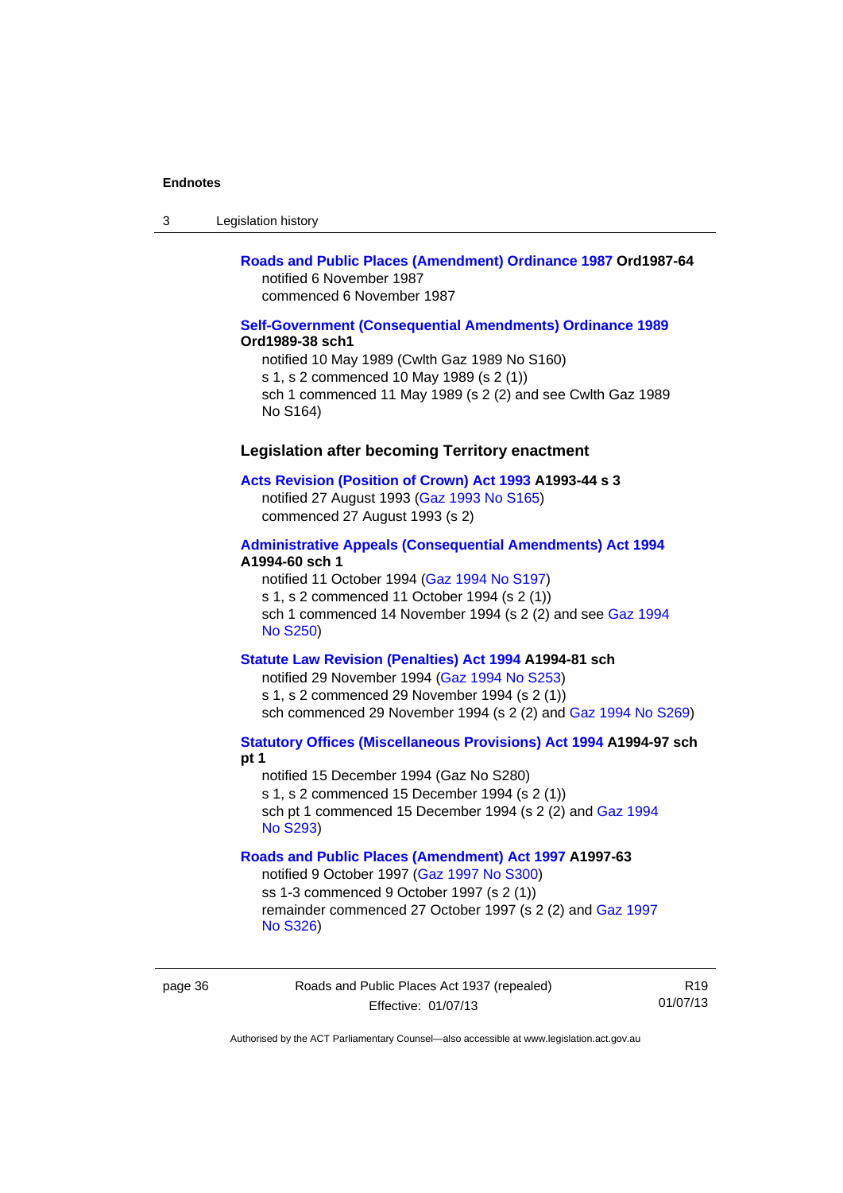**Roads and Public Places (Amendment) Ordinance 1987 Ord1987-64**

notified 6 November 1987

commenced 6 November 1987

**Self-Government (Consequential Amendments) Ordinance 1989 Ord1989-38 sch1**

notified 10 May 1989 (Cwlth Gaz 1989 No S160)

s 1, s 2 commenced 10 May 1989 (s 2 (1))

sch 1 commenced 11 May 1989 (s 2 (2) and see Cwlth Gaz 1989 No S164)

### Legislation after becoming Territory enactment

**Acts Revision (Position of Crown) Act 1993 A1993-44 s 3**

notified 27 August 1993 (Gaz 1993 No S165)

commenced 27 August 1993 (s 2)

**Administrative Appeals (Consequential Amendments) Act 1994 A1994-60 sch 1**

notified 11 October 1994 (Gaz 1994 No S197)

s 1, s 2 commenced 11 October 1994 (s 2 (1))

sch 1 commenced 14 November 1994 (s 2 (2) and see Gaz 1994 No S250)

**Statute Law Revision (Penalties) Act 1994 A1994-81 sch**

notified 29 November 1994 (Gaz 1994 No S253)

s 1, s 2 commenced 29 November 1994 (s 2 (1))

sch commenced 29 November 1994 (s 2 (2) and Gaz 1994 No S269)

**Statutory Offices (Miscellaneous Provisions) Act 1994 A1994-97 sch pt 1**

notified 15 December 1994 (Gaz No S280)

s 1, s 2 commenced 15 December 1994 (s 2 (1))

sch pt 1 commenced 15 December 1994 (s 2 (2) and Gaz 1994 No S293)

**Roads and Public Places (Amendment) Act 1997 A1997-63**

notified 9 October 1997 (Gaz 1997 No S300)

ss 1-3 commenced 9 October 1997 (s 2 (1))

remainder commenced 27 October 1997 (s 2 (2) and Gaz 1997 No S326)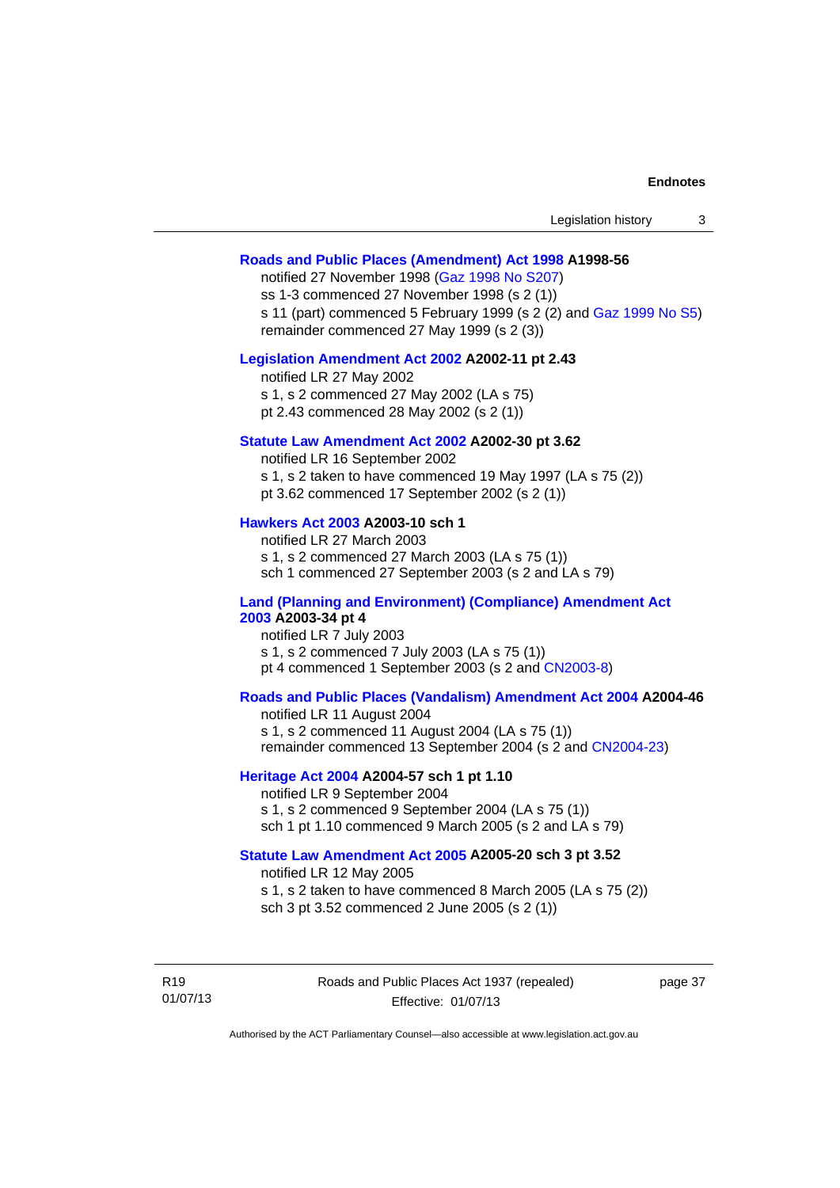**Roads and Public Places (Amendment) Act 1998 A1998-56**

notified 27 November 1998 (Gaz 1998 No S207)
ss 1-3 commenced 27 November 1998 (s 2 (1))
s 11 (part) commenced 5 February 1999 (s 2 (2) and Gaz 1999 No S5)
remainder commenced 27 May 1999 (s 2 (3))

**Legislation Amendment Act 2002 A2002-11 pt 2.43**

notified LR 27 May 2002
s 1, s 2 commenced 27 May 2002 (LA s 75)
pt 2.43 commenced 28 May 2002 (s 2 (1))

**Statute Law Amendment Act 2002 A2002-30 pt 3.62**

notified LR 16 September 2002
s 1, s 2 taken to have commenced 19 May 1997 (LA s 75 (2))
pt 3.62 commenced 17 September 2002 (s 2 (1))

**Hawkers Act 2003 A2003-10 sch 1**

notified LR 27 March 2003
s 1, s 2 commenced 27 March 2003 (LA s 75 (1))
sch 1 commenced 27 September 2003 (s 2 and LA s 79)

**Land (Planning and Environment) (Compliance) Amendment Act 2003 A2003-34 pt 4**

notified LR 7 July 2003
s 1, s 2 commenced 7 July 2003 (LA s 75 (1))
pt 4 commenced 1 September 2003 (s 2 and CN2003-8)

**Roads and Public Places (Vandalism) Amendment Act 2004 A2004-46**

notified LR 11 August 2004
s 1, s 2 commenced 11 August 2004 (LA s 75 (1))
remainder commenced 13 September 2004 (s 2 and CN2004-23)

**Heritage Act 2004 A2004-57 sch 1 pt 1.10**

notified LR 9 September 2004
s 1, s 2 commenced 9 September 2004 (LA s 75 (1))
sch 1 pt 1.10 commenced 9 March 2005 (s 2 and LA s 79)

**Statute Law Amendment Act 2005 A2005-20 sch 3 pt 3.52**

notified LR 12 May 2005
s 1, s 2 taken to have commenced 8 March 2005 (LA s 75 (2))
sch 3 pt 3.52 commenced 2 June 2005 (s 2 (1))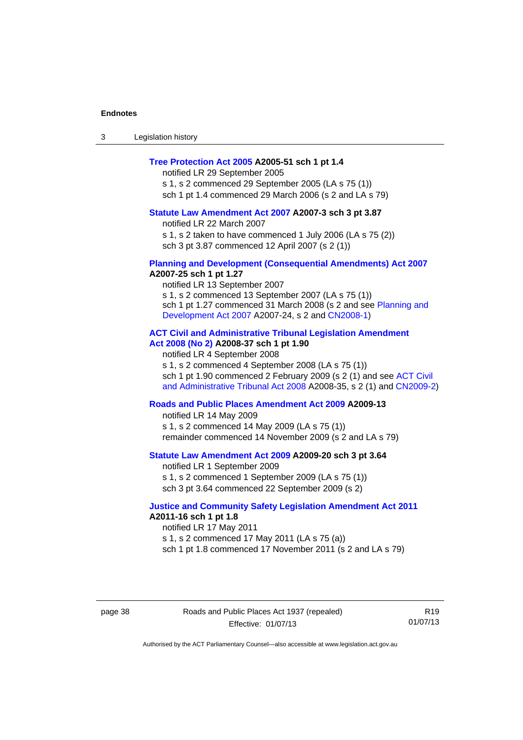**Tree Protection Act 2005 A2005-51 sch 1 pt 1.4**

notified LR 29 September 2005
s 1, s 2 commenced 29 September 2005 (LA s 75 (1))
sch 1 pt 1.4 commenced 29 March 2006 (s 2 and LA s 79)

**Statute Law Amendment Act 2007 A2007-3 sch 3 pt 3.87**

notified LR 22 March 2007
s 1, s 2 taken to have commenced 1 July 2006 (LA s 75 (2))
sch 3 pt 3.87 commenced 12 April 2007 (s 2 (1))

**Planning and Development (Consequential Amendments) Act 2007 A2007-25 sch 1 pt 1.27**

notified LR 13 September 2007
s 1, s 2 commenced 13 September 2007 (LA s 75 (1))
sch 1 pt 1.27 commenced 31 March 2008 (s 2 and see Planning and Development Act 2007 A2007-24, s 2 and CN2008-1)

**ACT Civil and Administrative Tribunal Legislation Amendment Act 2008 (No 2) A2008-37 sch 1 pt 1.90**

notified LR 4 September 2008
s 1, s 2 commenced 4 September 2008 (LA s 75 (1))
sch 1 pt 1.90 commenced 2 February 2009 (s 2 (1) and see ACT Civil and Administrative Tribunal Act 2008 A2008-35, s 2 (1) and CN2009-2)

**Roads and Public Places Amendment Act 2009 A2009-13**

notified LR 14 May 2009
s 1, s 2 commenced 14 May 2009 (LA s 75 (1))
remainder commenced 14 November 2009 (s 2 and LA s 79)

**Statute Law Amendment Act 2009 A2009-20 sch 3 pt 3.64**

notified LR 1 September 2009
s 1, s 2 commenced 1 September 2009 (LA s 75 (1))
sch 3 pt 3.64 commenced 22 September 2009 (s 2)

**Justice and Community Safety Legislation Amendment Act 2011 A2011-16 sch 1 pt 1.8**

notified LR 17 May 2011
s 1, s 2 commenced 17 May 2011 (LA s 75 (a))
sch 1 pt 1.8 commenced 17 November 2011 (s 2 and LA s 79)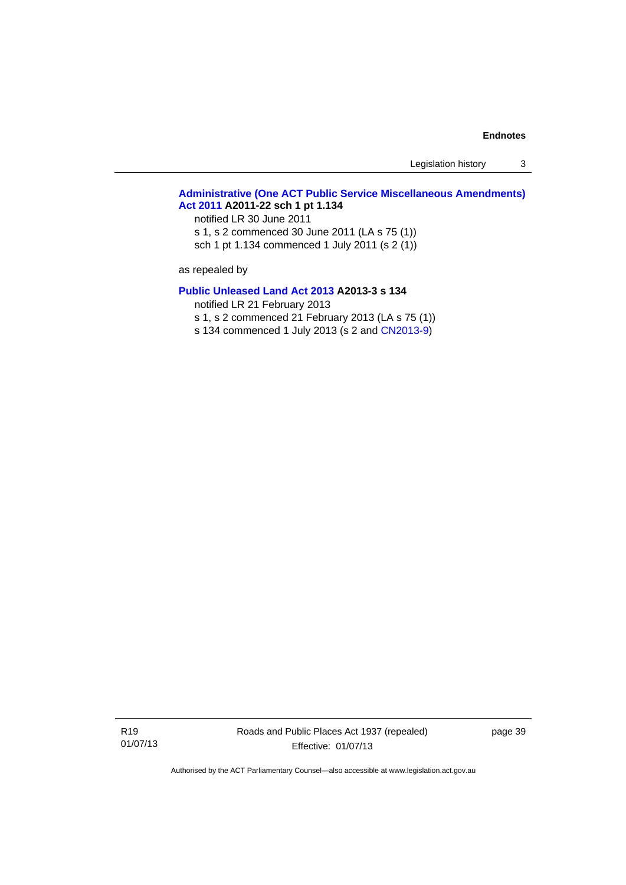**Administrative (One ACT Public Service Miscellaneous Amendments) Act 2011 A2011-22 sch 1 pt 1.134**

notified LR 30 June 2011

s 1, s 2 commenced 30 June 2011 (LA s 75 (1))

sch 1 pt 1.134 commenced 1 July 2011 (s 2 (1))

as repealed by

**Public Unleased Land Act 2013 A2013-3 s 134**

notified LR 21 February 2013

s 1, s 2 commenced 21 February 2013 (LA s 75 (1))

s 134 commenced 1 July 2013 (s 2 and CN2013-9)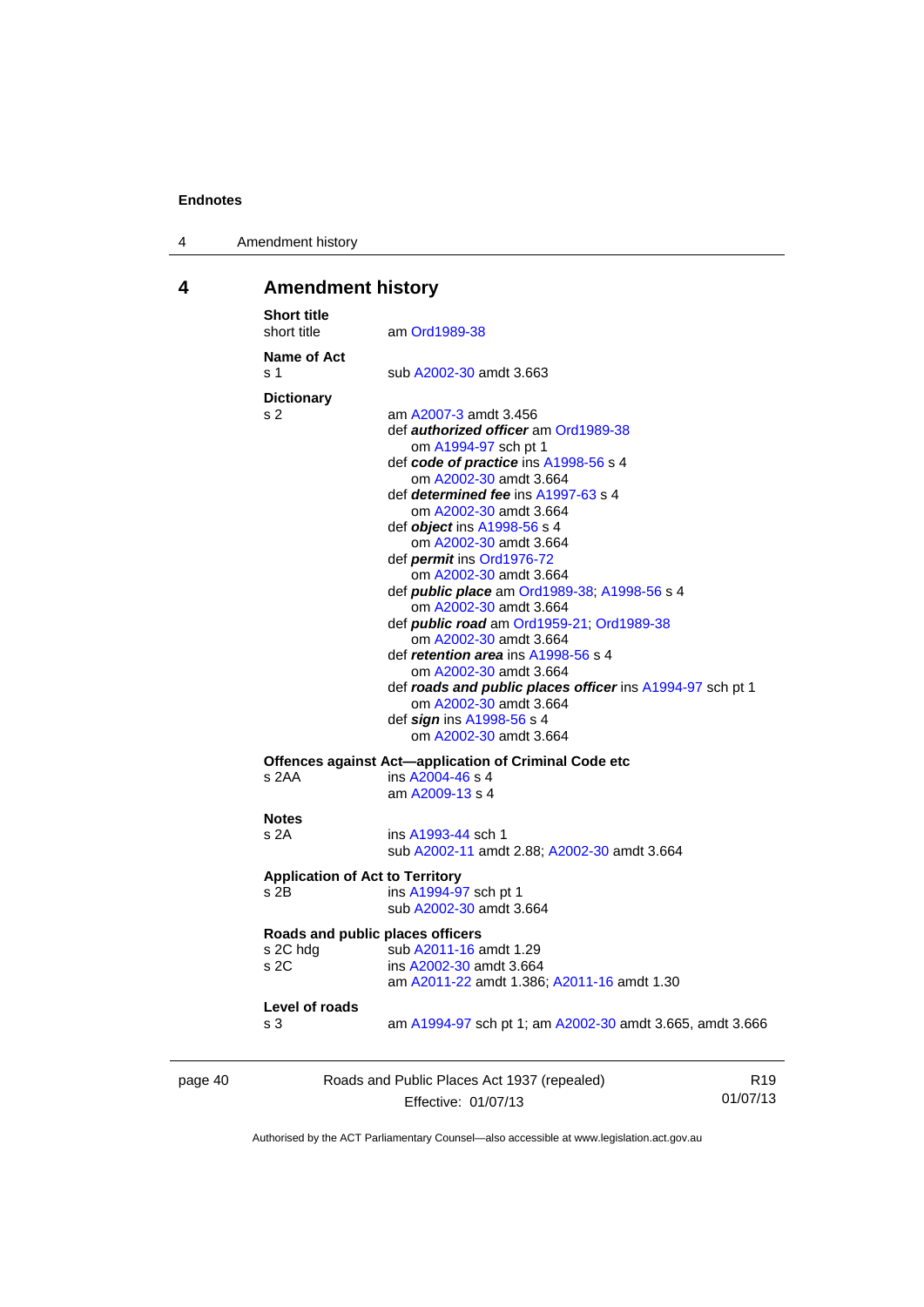# 4 Amendment history

**Short title**

short title — am Ord1989-38

**Name of Act**

s 1 — sub A2002-30 amdt 3.663

**Dictionary**

s 2 — am A2007-3 amdt 3.456
def ***authorized officer*** am Ord1989-38
om A1994-97 sch pt 1
def ***code of practice*** ins A1998-56 s 4
om A2002-30 amdt 3.664
def ***determined fee*** ins A1997-63 s 4
om A2002-30 amdt 3.664
def ***object*** ins A1998-56 s 4
om A2002-30 amdt 3.664
def ***permit*** ins Ord1976-72
om A2002-30 amdt 3.664
def ***public place*** am Ord1989-38; A1998-56 s 4
om A2002-30 amdt 3.664
def ***public road*** am Ord1959-21; Ord1989-38
om A2002-30 amdt 3.664
def ***retention area*** ins A1998-56 s 4
om A2002-30 amdt 3.664
def ***roads and public places officer*** ins A1994-97 sch pt 1
om A2002-30 amdt 3.664
def ***sign*** ins A1998-56 s 4
om A2002-30 amdt 3.664

**Offences against Act—application of Criminal Code etc**

s 2AA — ins A2004-46 s 4
am A2009-13 s 4

**Notes**

s 2A — ins A1993-44 sch 1
sub A2002-11 amdt 2.88; A2002-30 amdt 3.664

**Application of Act to Territory**

s 2B — ins A1994-97 sch pt 1
sub A2002-30 amdt 3.664

**Roads and public places officers**

s 2C hdg — sub A2011-16 amdt 1.29
s 2C — ins A2002-30 amdt 3.664
am A2011-22 amdt 1.386; A2011-16 amdt 1.30

**Level of roads**

s 3 — am A1994-97 sch pt 1; am A2002-30 amdt 3.665, amdt 3.666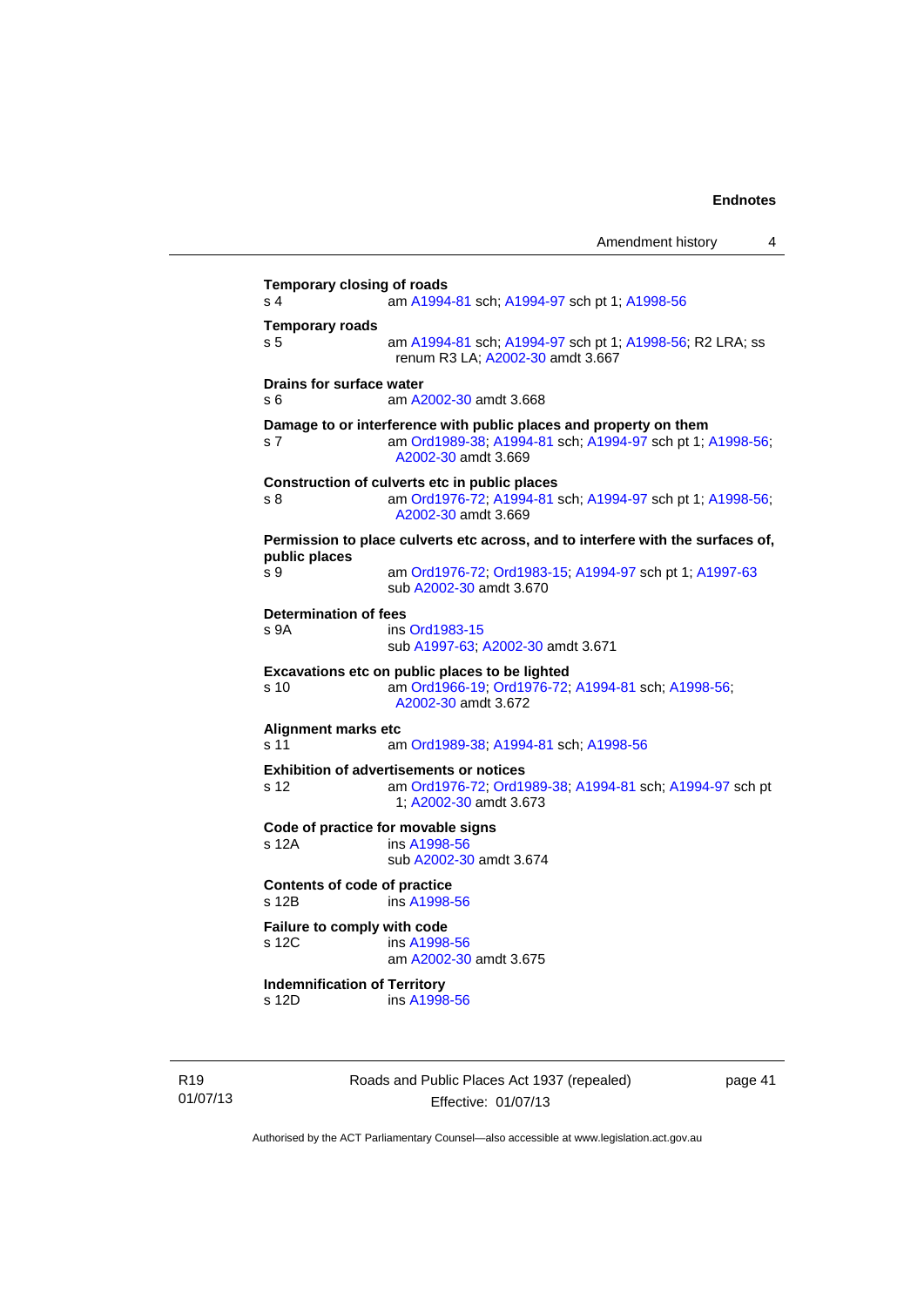**Temporary closing of roads**
s 4 am A1994-81 sch; A1994-97 sch pt 1; A1998-56

**Temporary roads**
s 5 am A1994-81 sch; A1994-97 sch pt 1; A1998-56; R2 LRA; ss renum R3 LA; A2002-30 amdt 3.667

**Drains for surface water**
s 6 am A2002-30 amdt 3.668

**Damage to or interference with public places and property on them**
s 7 am Ord1989-38; A1994-81 sch; A1994-97 sch pt 1; A1998-56; A2002-30 amdt 3.669

**Construction of culverts etc in public places**
s 8 am Ord1976-72; A1994-81 sch; A1994-97 sch pt 1; A1998-56; A2002-30 amdt 3.669

**Permission to place culverts etc across, and to interfere with the surfaces of, public places**
s 9 am Ord1976-72; Ord1983-15; A1994-97 sch pt 1; A1997-63
sub A2002-30 amdt 3.670

**Determination of fees**
s 9A ins Ord1983-15
sub A1997-63; A2002-30 amdt 3.671

**Excavations etc on public places to be lighted**
s 10 am Ord1966-19; Ord1976-72; A1994-81 sch; A1998-56; A2002-30 amdt 3.672

**Alignment marks etc**
s 11 am Ord1989-38; A1994-81 sch; A1998-56

**Exhibition of advertisements or notices**
s 12 am Ord1976-72; Ord1989-38; A1994-81 sch; A1994-97 sch pt 1; A2002-30 amdt 3.673

**Code of practice for movable signs**
s 12A ins A1998-56
sub A2002-30 amdt 3.674

**Contents of code of practice**
s 12B ins A1998-56

**Failure to comply with code**
s 12C ins A1998-56
am A2002-30 amdt 3.675

**Indemnification of Territory**
s 12D ins A1998-56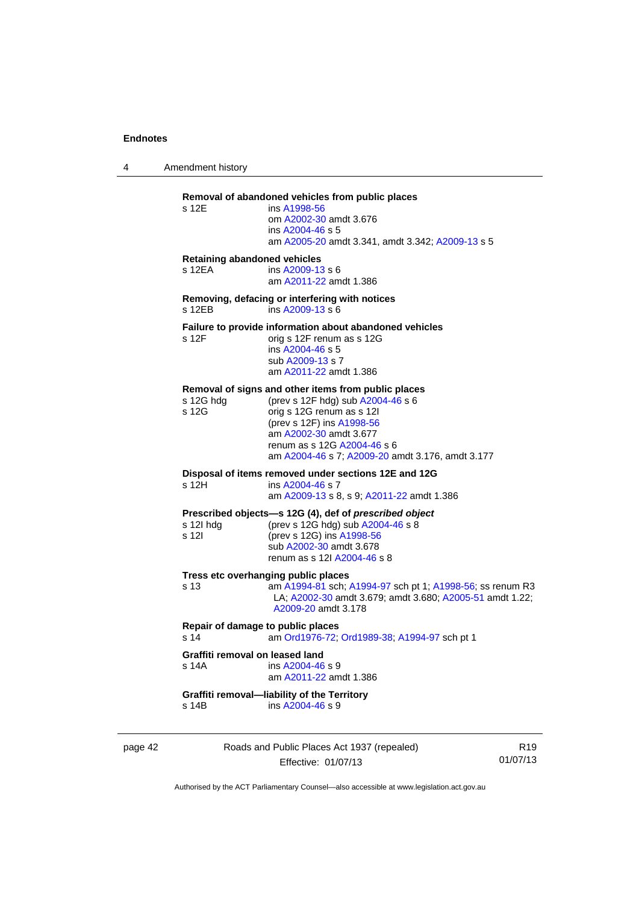**Removal of abandoned vehicles from public places**

s 12E ins A1998-56
om A2002-30 amdt 3.676
ins A2004-46 s 5
am A2005-20 amdt 3.341, amdt 3.342; A2009-13 s 5

**Retaining abandoned vehicles**

s 12EA ins A2009-13 s 6
am A2011-22 amdt 1.386

**Removing, defacing or interfering with notices**

s 12EB ins A2009-13 s 6

**Failure to provide information about abandoned vehicles**

s 12F orig s 12F renum as s 12G
ins A2004-46 s 5
sub A2009-13 s 7
am A2011-22 amdt 1.386

**Removal of signs and other items from public places**

s 12G hdg (prev s 12F hdg) sub A2004-46 s 6
s 12G orig s 12G renum as s 12I
(prev s 12F) ins A1998-56
am A2002-30 amdt 3.677
renum as s 12G A2004-46 s 6
am A2004-46 s 7; A2009-20 amdt 3.176, amdt 3.177

**Disposal of items removed under sections 12E and 12G**

s 12H ins A2004-46 s 7
am A2009-13 s 8, s 9; A2011-22 amdt 1.386

**Prescribed objects—s 12G (4), def of *prescribed object***

s 12I hdg (prev s 12G hdg) sub A2004-46 s 8
s 12I (prev s 12G) ins A1998-56
sub A2002-30 amdt 3.678
renum as s 12I A2004-46 s 8

**Tress etc overhanging public places**

s 13 am A1994-81 sch; A1994-97 sch pt 1; A1998-56; ss renum R3 LA; A2002-30 amdt 3.679; amdt 3.680; A2005-51 amdt 1.22; A2009-20 amdt 3.178

**Repair of damage to public places**

s 14 am Ord1976-72; Ord1989-38; A1994-97 sch pt 1

**Graffiti removal on leased land**

s 14A ins A2004-46 s 9
am A2011-22 amdt 1.386

**Graffiti removal—liability of the Territory**

s 14B ins A2004-46 s 9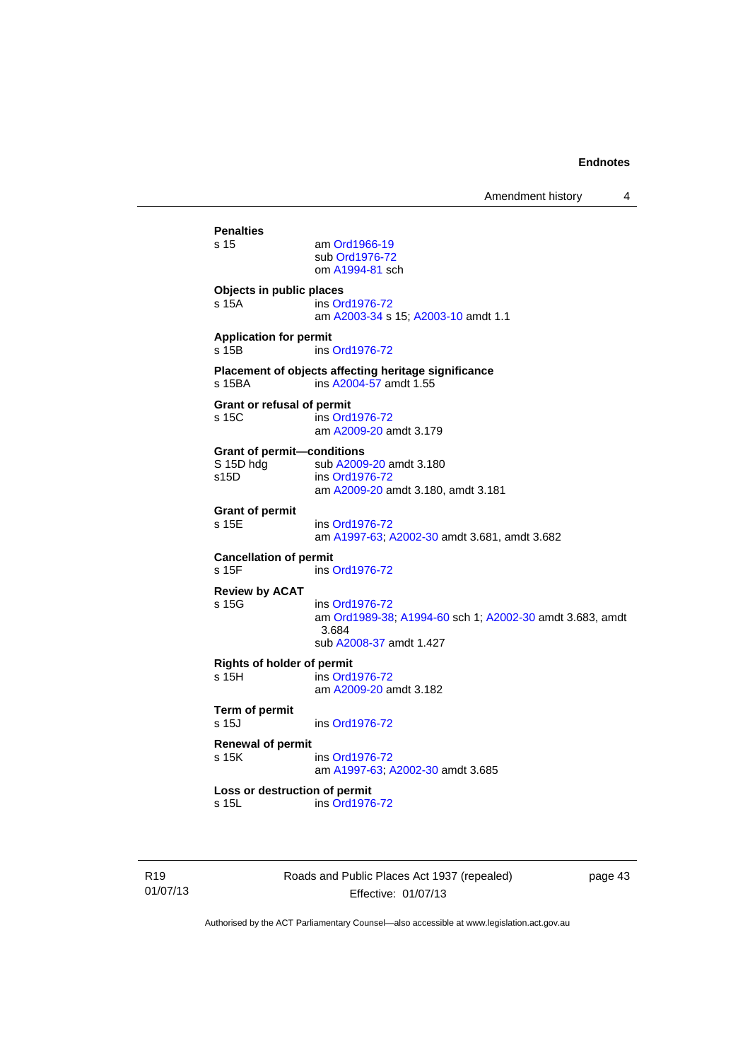**Penalties**

s 15 am Ord1966-19
sub Ord1976-72
om A1994-81 sch

**Objects in public places**

s 15A ins Ord1976-72
am A2003-34 s 15; A2003-10 amdt 1.1

**Application for permit**

s 15B ins Ord1976-72

**Placement of objects affecting heritage significance**

s 15BA ins A2004-57 amdt 1.55

**Grant or refusal of permit**

s 15C ins Ord1976-72
am A2009-20 amdt 3.179

**Grant of permit—conditions**

S 15D hdg sub A2009-20 amdt 3.180
s15D ins Ord1976-72
am A2009-20 amdt 3.180, amdt 3.181

**Grant of permit**

s 15E ins Ord1976-72
am A1997-63; A2002-30 amdt 3.681, amdt 3.682

**Cancellation of permit**

s 15F ins Ord1976-72

**Review by ACAT**

s 15G ins Ord1976-72
am Ord1989-38; A1994-60 sch 1; A2002-30 amdt 3.683, amdt 3.684
sub A2008-37 amdt 1.427

**Rights of holder of permit**

s 15H ins Ord1976-72
am A2009-20 amdt 3.182

**Term of permit**

s 15J ins Ord1976-72

**Renewal of permit**

s 15K ins Ord1976-72
am A1997-63; A2002-30 amdt 3.685

**Loss or destruction of permit**

s 15L ins Ord1976-72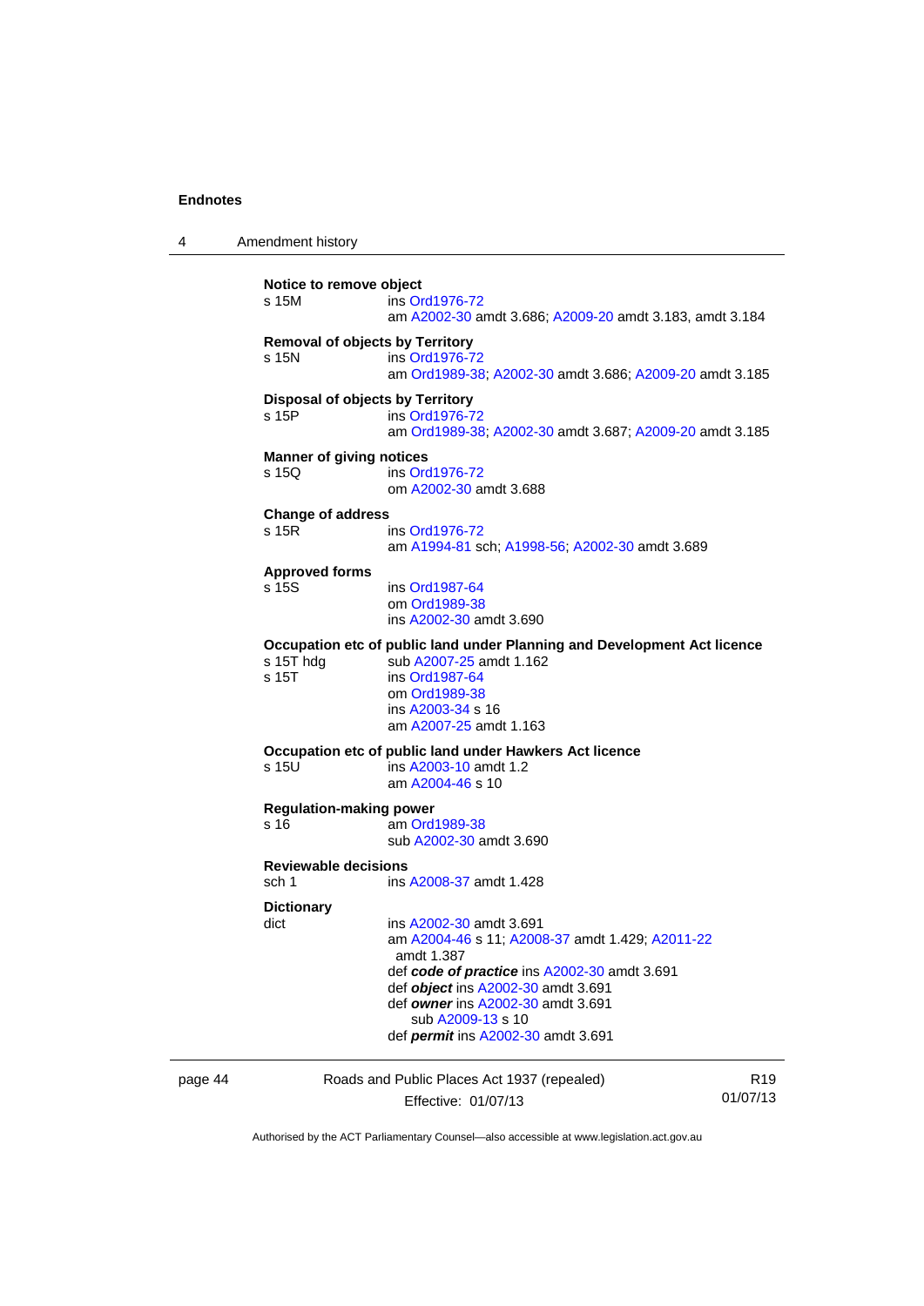**Notice to remove object**
s 15M ins Ord1976-72
am A2002-30 amdt 3.686; A2009-20 amdt 3.183, amdt 3.184

**Removal of objects by Territory**
s 15N ins Ord1976-72
am Ord1989-38; A2002-30 amdt 3.686; A2009-20 amdt 3.185

**Disposal of objects by Territory**
s 15P ins Ord1976-72
am Ord1989-38; A2002-30 amdt 3.687; A2009-20 amdt 3.185

**Manner of giving notices**
s 15Q ins Ord1976-72
om A2002-30 amdt 3.688

**Change of address**
s 15R ins Ord1976-72
am A1994-81 sch; A1998-56; A2002-30 amdt 3.689

**Approved forms**
s 15S ins Ord1987-64
om Ord1989-38
ins A2002-30 amdt 3.690

**Occupation etc of public land under Planning and Development Act licence**
s 15T hdg sub A2007-25 amdt 1.162
s 15T ins Ord1987-64
om Ord1989-38
ins A2003-34 s 16
am A2007-25 amdt 1.163

**Occupation etc of public land under Hawkers Act licence**
s 15U ins A2003-10 amdt 1.2
am A2004-46 s 10

**Regulation-making power**
s 16 am Ord1989-38
sub A2002-30 amdt 3.690

**Reviewable decisions**
sch 1 ins A2008-37 amdt 1.428

**Dictionary**
dict ins A2002-30 amdt 3.691
am A2004-46 s 11; A2008-37 amdt 1.429; A2011-22 amdt 1.387
def ***code of practice*** ins A2002-30 amdt 3.691
def ***object*** ins A2002-30 amdt 3.691
def ***owner*** ins A2002-30 amdt 3.691
sub A2009-13 s 10
def ***permit*** ins A2002-30 amdt 3.691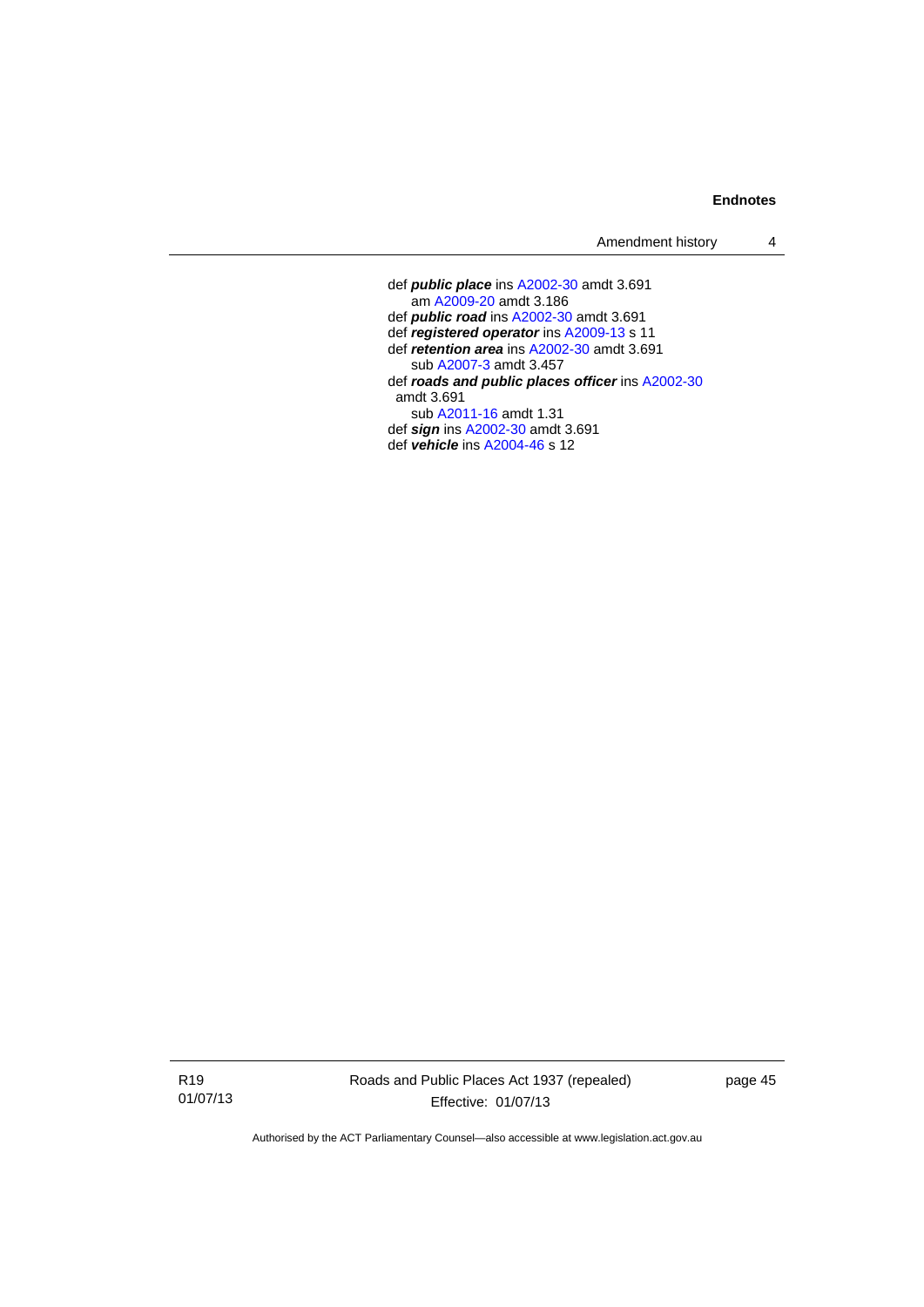def ***public place*** ins A2002-30 amdt 3.691
    am A2009-20 amdt 3.186
def ***public road*** ins A2002-30 amdt 3.691
def ***registered operator*** ins A2009-13 s 11
def ***retention area*** ins A2002-30 amdt 3.691
    sub A2007-3 amdt 3.457
def ***roads and public places officer*** ins A2002-30 amdt 3.691
    sub A2011-16 amdt 1.31
def ***sign*** ins A2002-30 amdt 3.691
def ***vehicle*** ins A2004-46 s 12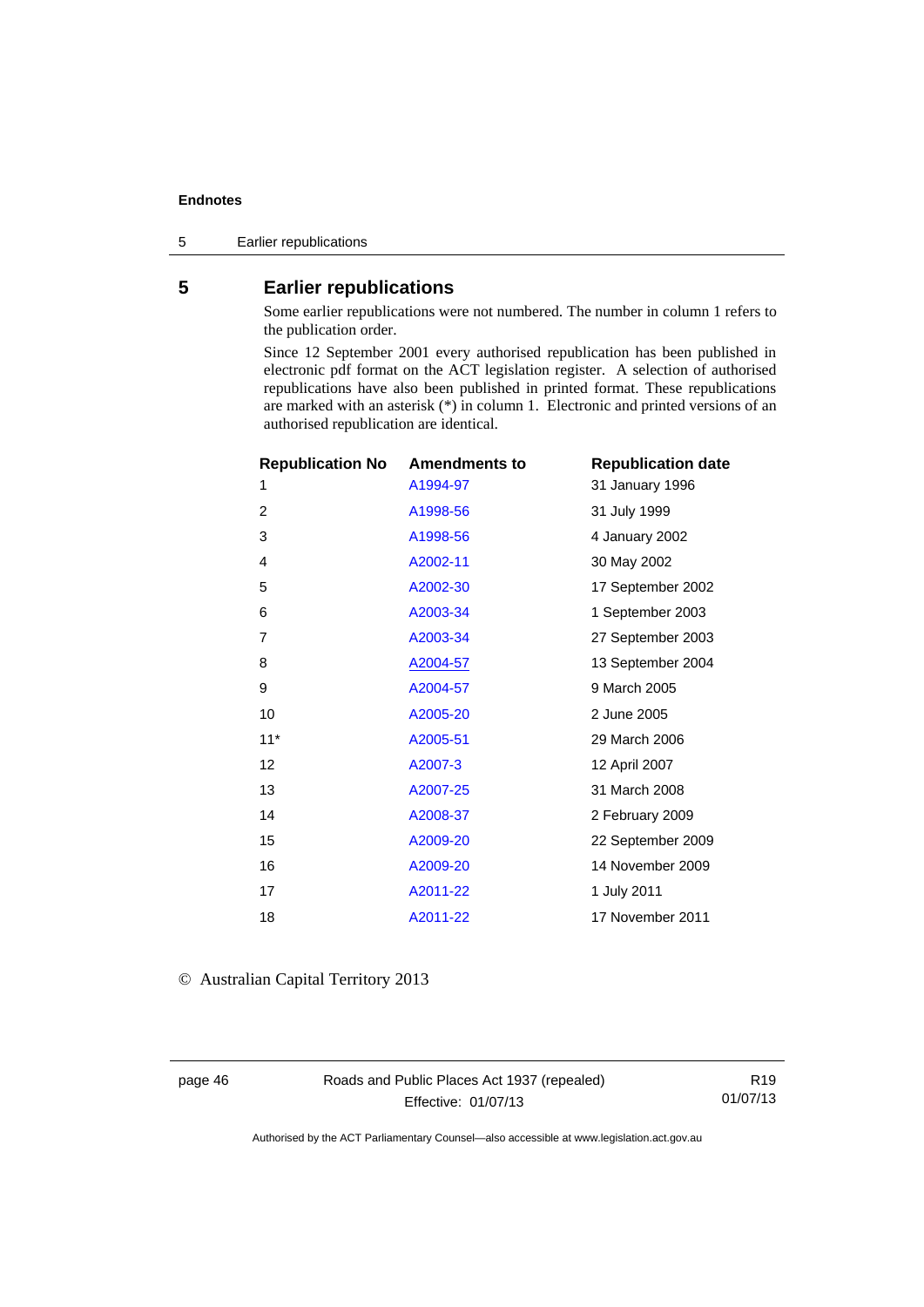## 5 Earlier republications

Some earlier republications were not numbered. The number in column 1 refers to the publication order.

Since 12 September 2001 every authorised republication has been published in electronic pdf format on the ACT legislation register. A selection of authorised republications have also been published in printed format. These republications are marked with an asterisk (*) in column 1. Electronic and printed versions of an authorised republication are identical.

| Republication No | Amendments to | Republication date |
|---|---|---|
| 1 | A1994-97 | 31 January 1996 |
| 2 | A1998-56 | 31 July 1999 |
| 3 | A1998-56 | 4 January 2002 |
| 4 | A2002-11 | 30 May 2002 |
| 5 | A2002-30 | 17 September 2002 |
| 6 | A2003-34 | 1 September 2003 |
| 7 | A2003-34 | 27 September 2003 |
| 8 | A2004-57 | 13 September 2004 |
| 9 | A2004-57 | 9 March 2005 |
| 10 | A2005-20 | 2 June 2005 |
| 11* | A2005-51 | 29 March 2006 |
| 12 | A2007-3 | 12 April 2007 |
| 13 | A2007-25 | 31 March 2008 |
| 14 | A2008-37 | 2 February 2009 |
| 15 | A2009-20 | 22 September 2009 |
| 16 | A2009-20 | 14 November 2009 |
| 17 | A2011-22 | 1 July 2011 |
| 18 | A2011-22 | 17 November 2011 |

© Australian Capital Territory 2013